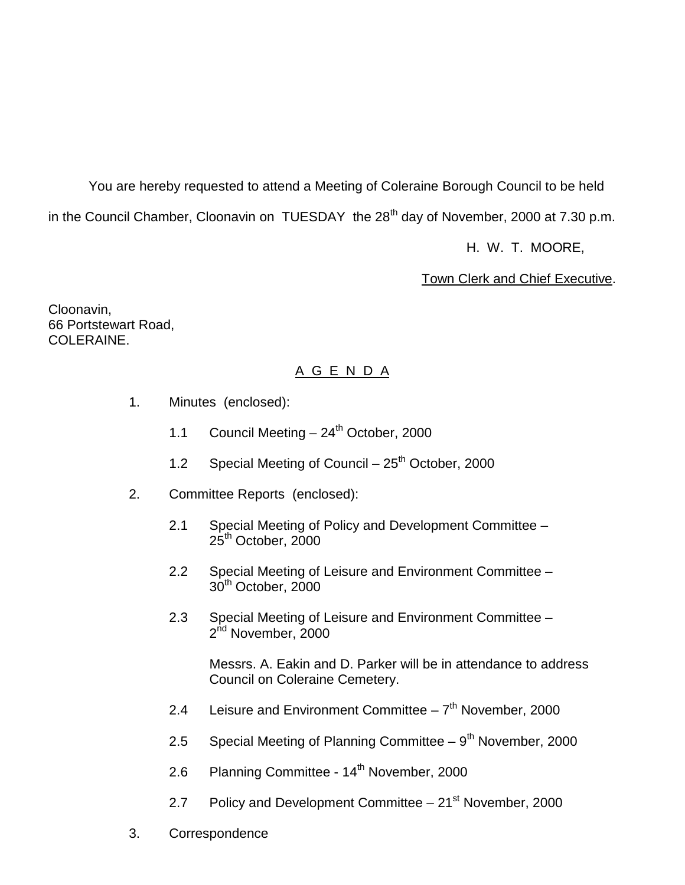You are hereby requested to attend a Meeting of Coleraine Borough Council to be held in the Council Chamber, Cloonavin on TUESDAY the 28th day of November, 2000 at 7.30 p.m.

H. W. T. MOORE,

Town Clerk and Chief Executive.

Cloonavin,
66 Portstewart Road,
COLERAINE.

## A G E N D A

1. Minutes (enclosed):

    1.1 Council Meeting – 24th October, 2000

    1.2 Special Meeting of Council – 25th October, 2000

2. Committee Reports (enclosed):

    2.1 Special Meeting of Policy and Development Committee – 25th October, 2000

    2.2 Special Meeting of Leisure and Environment Committee – 30th October, 2000

    2.3 Special Meeting of Leisure and Environment Committee – 2nd November, 2000

    Messrs. A. Eakin and D. Parker will be in attendance to address Council on Coleraine Cemetery.

    2.4 Leisure and Environment Committee – 7th November, 2000

    2.5 Special Meeting of Planning Committee – 9th November, 2000

    2.6 Planning Committee - 14th November, 2000

    2.7 Policy and Development Committee – 21st November, 2000

3. Correspondence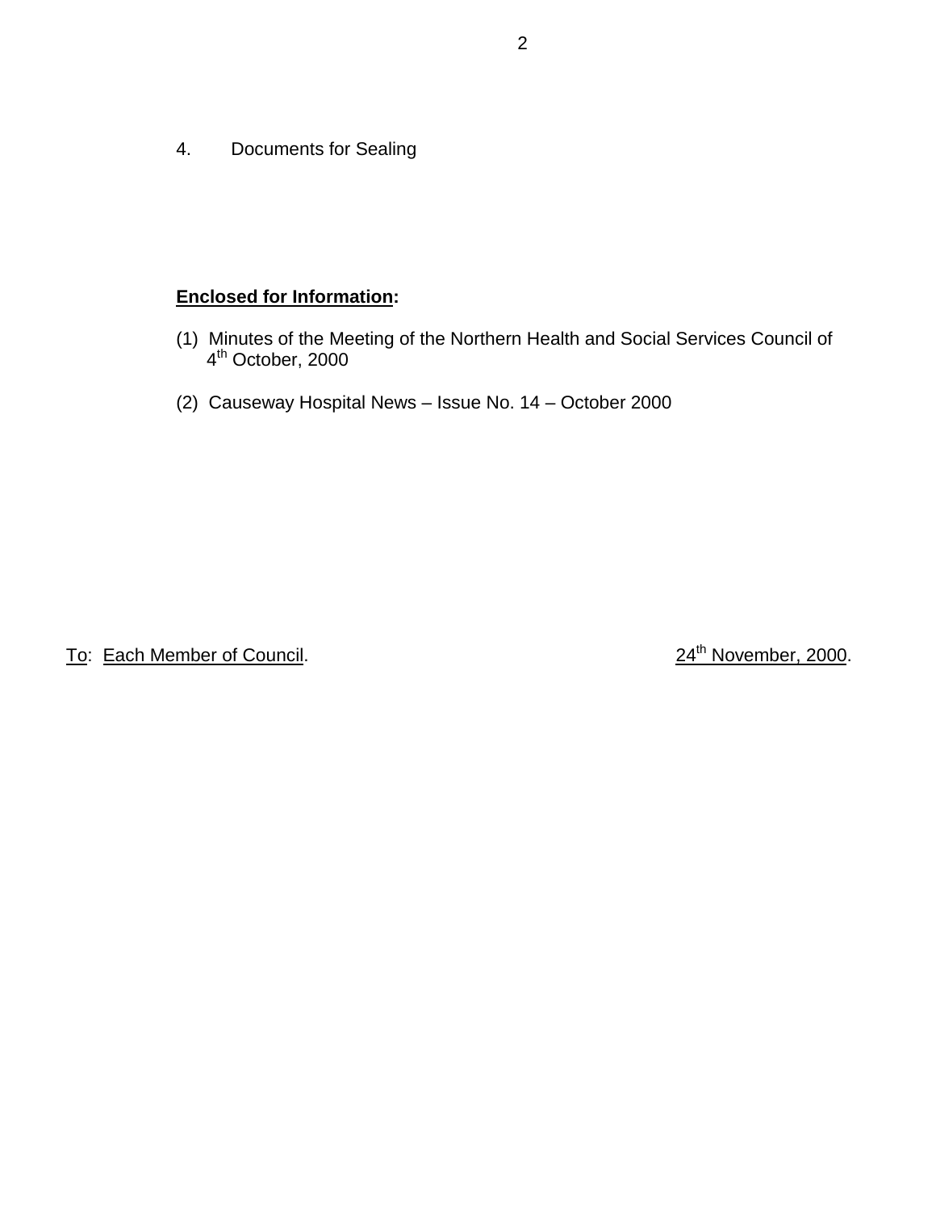4. Documents for Sealing

**Enclosed for Information:**

(1) Minutes of the Meeting of the Northern Health and Social Services Council of 4th October, 2000

(2) Causeway Hospital News – Issue No. 14 – October 2000

To: Each Member of Council. 24th November, 2000.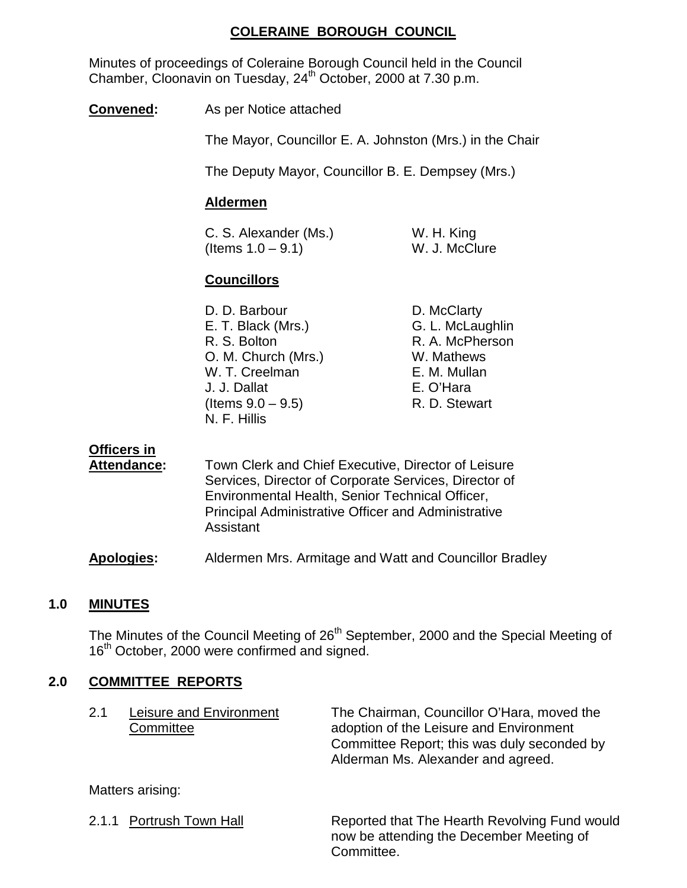# COLERAINE BOROUGH COUNCIL

Minutes of proceedings of Coleraine Borough Council held in the Council Chamber, Cloonavin on Tuesday, 24th October, 2000 at 7.30 p.m.

**Convened:** As per Notice attached

The Mayor, Councillor E. A. Johnston (Mrs.) in the Chair

The Deputy Mayor, Councillor B. E. Dempsey (Mrs.)

**Aldermen**

C. S. Alexander (Ms.) (Items 1.0 – 9.1)
W. H. King
W. J. McClure

**Councillors**

D. D. Barbour
E. T. Black (Mrs.)
R. S. Bolton
O. M. Church (Mrs.)
W. T. Creelman
J. J. Dallat (Items 9.0 – 9.5)
N. F. Hillis
D. McClarty
G. L. McLaughlin
R. A. McPherson
W. Mathews
E. M. Mullan
E. O'Hara
R. D. Stewart

**Officers in Attendance:** Town Clerk and Chief Executive, Director of Leisure Services, Director of Corporate Services, Director of Environmental Health, Senior Technical Officer, Principal Administrative Officer and Administrative Assistant

**Apologies:** Aldermen Mrs. Armitage and Watt and Councillor Bradley

## 1.0 MINUTES

The Minutes of the Council Meeting of 26th September, 2000 and the Special Meeting of 16th October, 2000 were confirmed and signed.

## 2.0 COMMITTEE REPORTS

2.1 Leisure and Environment Committee — The Chairman, Councillor O'Hara, moved the adoption of the Leisure and Environment Committee Report; this was duly seconded by Alderman Ms. Alexander and agreed.

Matters arising:

2.1.1 Portrush Town Hall — Reported that The Hearth Revolving Fund would now be attending the December Meeting of Committee.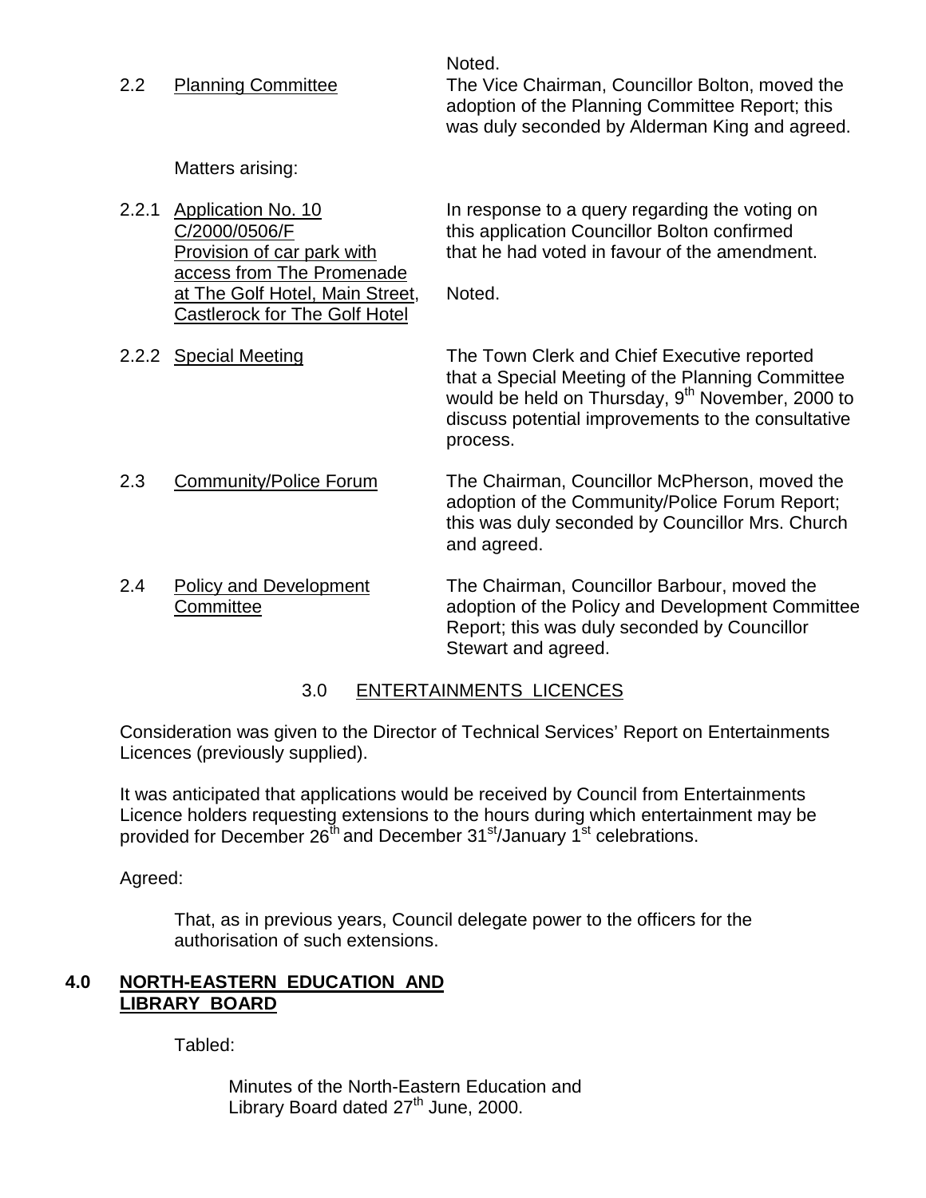Noted.

2.2 Planning Committee

The Vice Chairman, Councillor Bolton, moved the adoption of the Planning Committee Report; this was duly seconded by Alderman King and agreed.

Matters arising:

2.2.1 Application No. 10 C/2000/0506/F Provision of car park with access from The Promenade at The Golf Hotel, Main Street, Castlerock for The Golf Hotel

In response to a query regarding the voting on this application Councillor Bolton confirmed that he had voted in favour of the amendment.

Noted.

2.2.2 Special Meeting

The Town Clerk and Chief Executive reported that a Special Meeting of the Planning Committee would be held on Thursday, 9th November, 2000 to discuss potential improvements to the consultative process.

2.3 Community/Police Forum

The Chairman, Councillor McPherson, moved the adoption of the Community/Police Forum Report; this was duly seconded by Councillor Mrs. Church and agreed.

2.4 Policy and Development Committee

The Chairman, Councillor Barbour, moved the adoption of the Policy and Development Committee Report; this was duly seconded by Councillor Stewart and agreed.

## 3.0 ENTERTAINMENTS LICENCES

Consideration was given to the Director of Technical Services' Report on Entertainments Licences (previously supplied).

It was anticipated that applications would be received by Council from Entertainments Licence holders requesting extensions to the hours during which entertainment may be provided for December 26th and December 31st/January 1st celebrations.

Agreed:

That, as in previous years, Council delegate power to the officers for the authorisation of such extensions.

## 4.0 NORTH-EASTERN EDUCATION AND LIBRARY BOARD

Tabled:

Minutes of the North-Eastern Education and Library Board dated 27th June, 2000.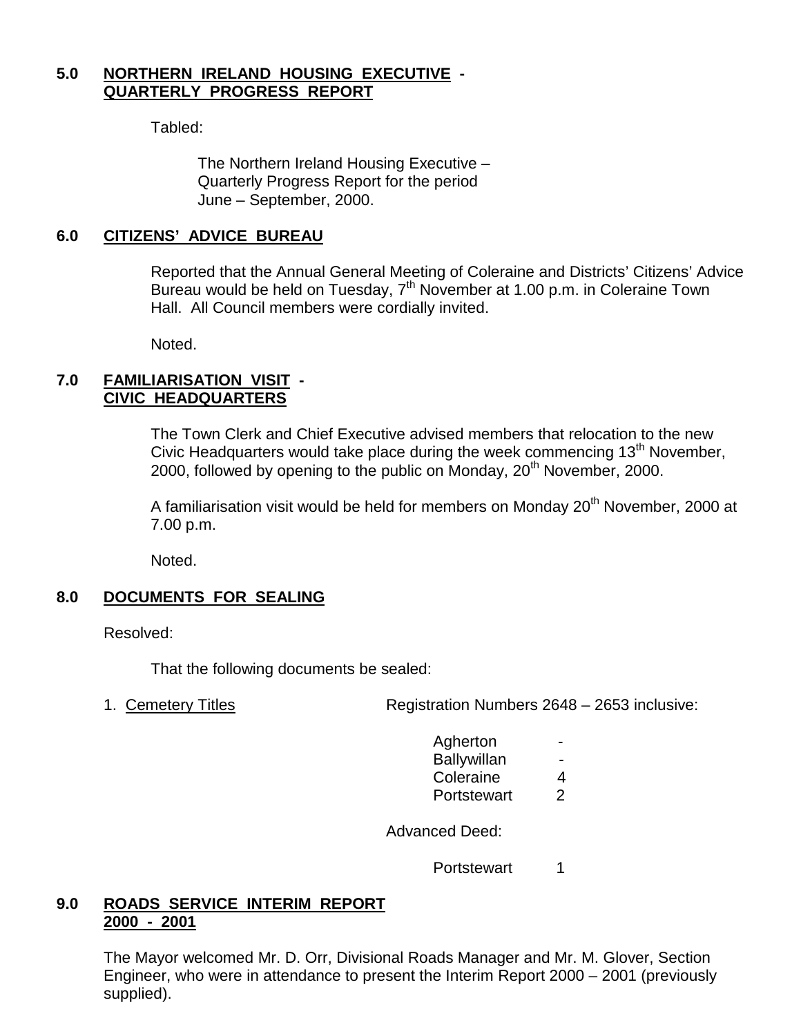## 5.0 NORTHERN IRELAND HOUSING EXECUTIVE - QUARTERLY PROGRESS REPORT

Tabled:

> The Northern Ireland Housing Executive – Quarterly Progress Report for the period June – September, 2000.

## 6.0 CITIZENS' ADVICE BUREAU

Reported that the Annual General Meeting of Coleraine and Districts' Citizens' Advice Bureau would be held on Tuesday, 7th November at 1.00 p.m. in Coleraine Town Hall. All Council members were cordially invited.

Noted.

## 7.0 FAMILIARISATION VISIT - CIVIC HEADQUARTERS

The Town Clerk and Chief Executive advised members that relocation to the new Civic Headquarters would take place during the week commencing 13th November, 2000, followed by opening to the public on Monday, 20th November, 2000.

A familiarisation visit would be held for members on Monday 20th November, 2000 at 7.00 p.m.

Noted.

## 8.0 DOCUMENTS FOR SEALING

Resolved:

That the following documents be sealed:

1. Cemetery Titles — Registration Numbers 2648 – 2653 inclusive:

| | |
|---|---|
| Agherton | - |
| Ballywillan | - |
| Coleraine | 4 |
| Portstewart | 2 |

Advanced Deed:

| | |
|---|---|
| Portstewart | 1 |

## 9.0 ROADS SERVICE INTERIM REPORT 2000 - 2001

The Mayor welcomed Mr. D. Orr, Divisional Roads Manager and Mr. M. Glover, Section Engineer, who were in attendance to present the Interim Report 2000 – 2001 (previously supplied).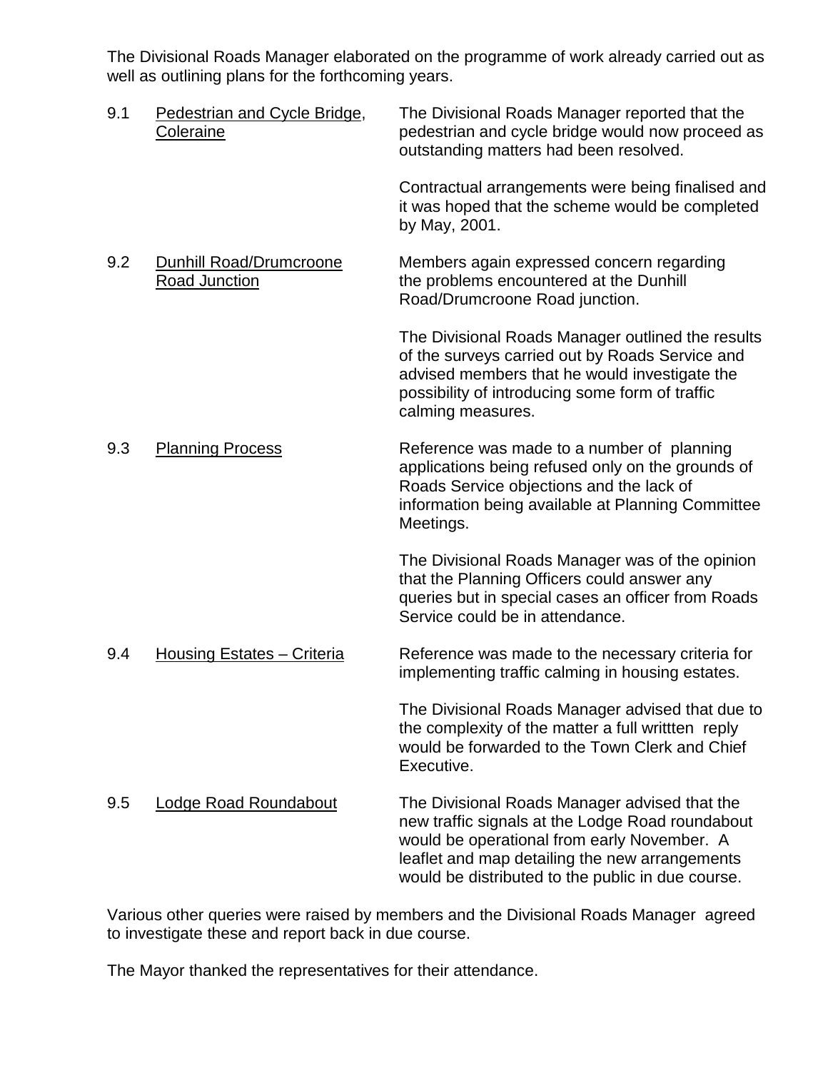The Divisional Roads Manager elaborated on the programme of work already carried out as well as outlining plans for the forthcoming years.

9.1 Pedestrian and Cycle Bridge, Coleraine

The Divisional Roads Manager reported that the pedestrian and cycle bridge would now proceed as outstanding matters had been resolved.

Contractual arrangements were being finalised and it was hoped that the scheme would be completed by May, 2001.

9.2 Dunhill Road/Drumcroone Road Junction

Members again expressed concern regarding the problems encountered at the Dunhill Road/Drumcroone Road junction.

The Divisional Roads Manager outlined the results of the surveys carried out by Roads Service and advised members that he would investigate the possibility of introducing some form of traffic calming measures.

9.3 Planning Process

Reference was made to a number of planning applications being refused only on the grounds of Roads Service objections and the lack of information being available at Planning Committee Meetings.

The Divisional Roads Manager was of the opinion that the Planning Officers could answer any queries but in special cases an officer from Roads Service could be in attendance.

9.4 Housing Estates – Criteria

Reference was made to the necessary criteria for implementing traffic calming in housing estates.

The Divisional Roads Manager advised that due to the complexity of the matter a full writtten reply would be forwarded to the Town Clerk and Chief Executive.

9.5 Lodge Road Roundabout

The Divisional Roads Manager advised that the new traffic signals at the Lodge Road roundabout would be operational from early November. A leaflet and map detailing the new arrangements would be distributed to the public in due course.

Various other queries were raised by members and the Divisional Roads Manager agreed to investigate these and report back in due course.

The Mayor thanked the representatives for their attendance.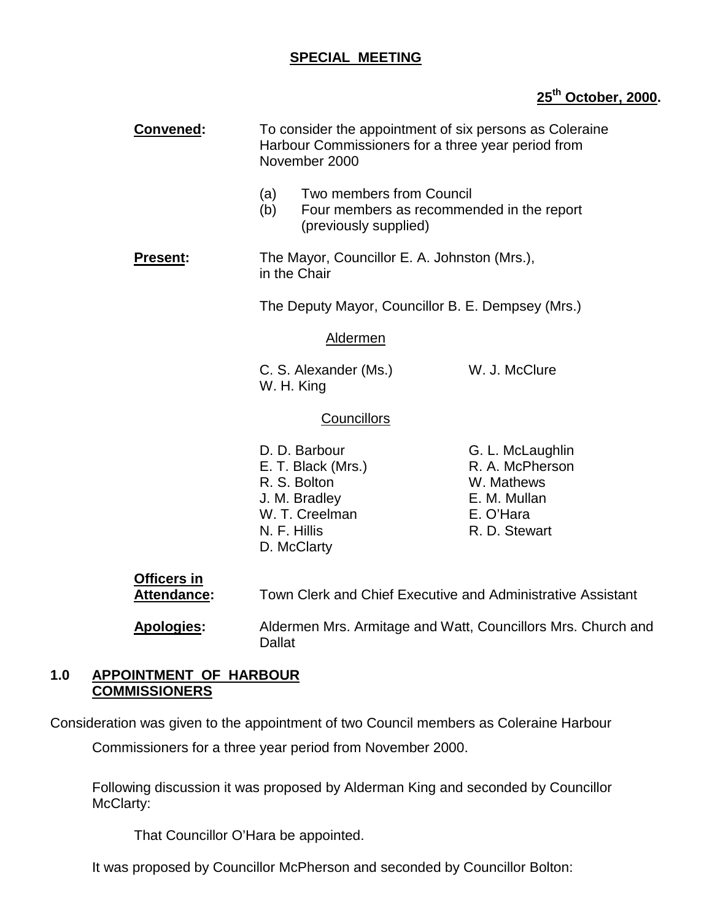**SPECIAL MEETING**

**25th October, 2000.**

**Convened:** To consider the appointment of six persons as Coleraine Harbour Commissioners for a three year period from November 2000

(a) Two members from Council
(b) Four members as recommended in the report (previously supplied)

**Present:** The Mayor, Councillor E. A. Johnston (Mrs.), in the Chair

The Deputy Mayor, Councillor B. E. Dempsey (Mrs.)

Aldermen

C. S. Alexander (Ms.)
W. J. McClure
W. H. King

Councillors

D. D. Barbour
G. L. McLaughlin
E. T. Black (Mrs.)
R. A. McPherson
R. S. Bolton
W. Mathews
J. M. Bradley
E. M. Mullan
W. T. Creelman
E. O'Hara
N. F. Hillis
R. D. Stewart
D. McClarty

**Officers in Attendance:** Town Clerk and Chief Executive and Administrative Assistant

**Apologies:** Aldermen Mrs. Armitage and Watt, Councillors Mrs. Church and Dallat

## 1.0 APPOINTMENT OF HARBOUR COMMISSIONERS

Consideration was given to the appointment of two Council members as Coleraine Harbour Commissioners for a three year period from November 2000.

Following discussion it was proposed by Alderman King and seconded by Councillor McClarty:

That Councillor O'Hara be appointed.

It was proposed by Councillor McPherson and seconded by Councillor Bolton: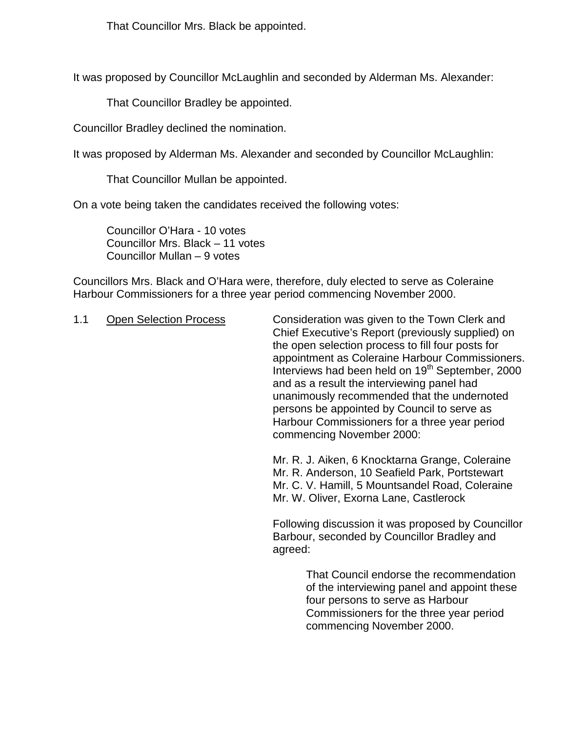That Councillor Mrs. Black be appointed.

It was proposed by Councillor McLaughlin and seconded by Alderman Ms. Alexander:

That Councillor Bradley be appointed.

Councillor Bradley declined the nomination.

It was proposed by Alderman Ms. Alexander and seconded by Councillor McLaughlin:

That Councillor Mullan be appointed.

On a vote being taken the candidates received the following votes:

Councillor O'Hara - 10 votes
Councillor Mrs. Black – 11 votes
Councillor Mullan – 9 votes

Councillors Mrs. Black and O'Hara were, therefore, duly elected to serve as Coleraine Harbour Commissioners for a three year period commencing November 2000.

1.1 Open Selection Process

Consideration was given to the Town Clerk and Chief Executive's Report (previously supplied) on the open selection process to fill four posts for appointment as Coleraine Harbour Commissioners. Interviews had been held on 19th September, 2000 and as a result the interviewing panel had unanimously recommended that the undernoted persons be appointed by Council to serve as Harbour Commissioners for a three year period commencing November 2000:

Mr. R. J. Aiken, 6 Knocktarna Grange, Coleraine
Mr. R. Anderson, 10 Seafield Park, Portstewart
Mr. C. V. Hamill, 5 Mountsandel Road, Coleraine
Mr. W. Oliver, Exorna Lane, Castlerock

Following discussion it was proposed by Councillor Barbour, seconded by Councillor Bradley and agreed:

That Council endorse the recommendation of the interviewing panel and appoint these four persons to serve as Harbour Commissioners for the three year period commencing November 2000.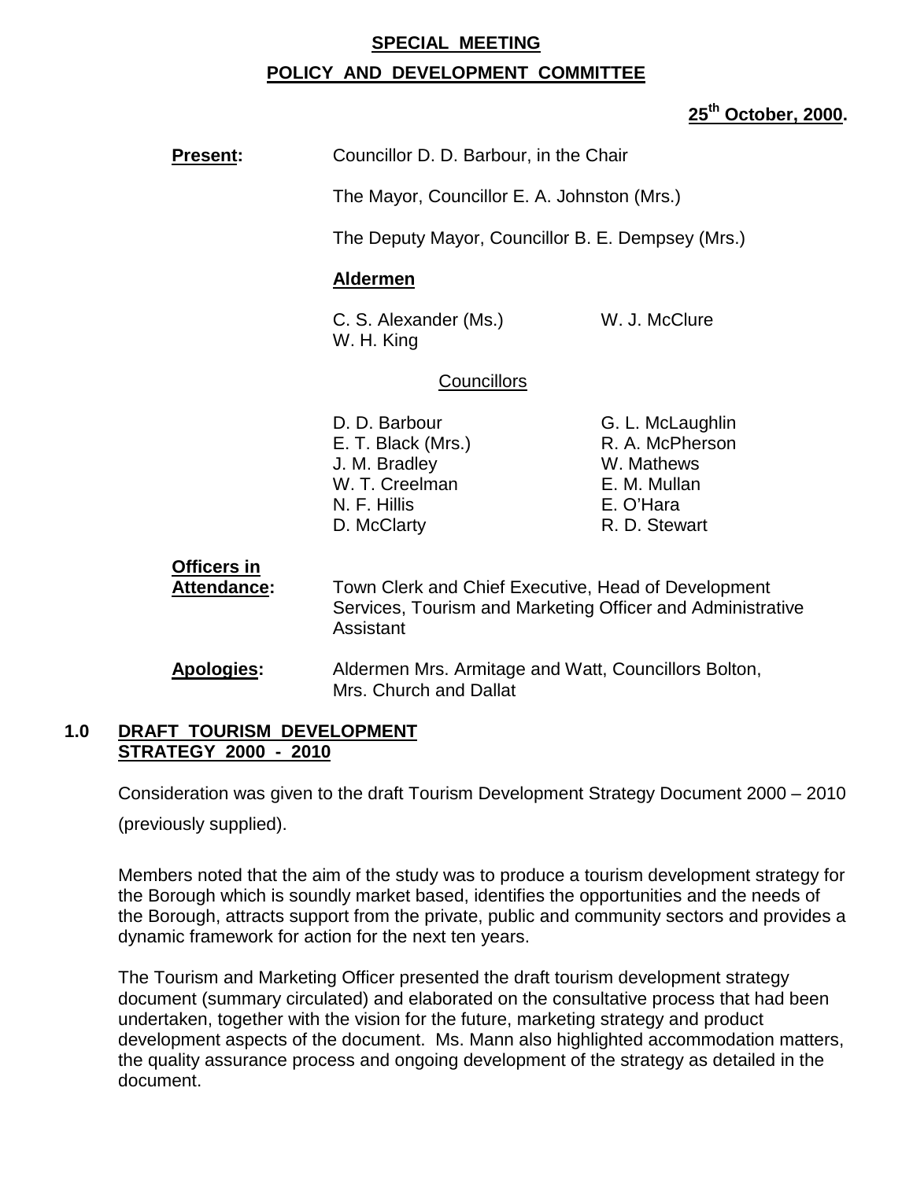**SPECIAL MEETING**

**POLICY AND DEVELOPMENT COMMITTEE**

**25th October, 2000.**

**Present:** Councillor D. D. Barbour, in the Chair

The Mayor, Councillor E. A. Johnston (Mrs.)

The Deputy Mayor, Councillor B. E. Dempsey (Mrs.)

**Aldermen**

C. S. Alexander (Ms.)
W. J. McClure
W. H. King

Councillors

D. D. Barbour
G. L. McLaughlin
E. T. Black (Mrs.)
R. A. McPherson
J. M. Bradley
W. Mathews
W. T. Creelman
E. M. Mullan
N. F. Hillis
E. O'Hara
D. McClarty
R. D. Stewart

**Officers in Attendance:** Town Clerk and Chief Executive, Head of Development Services, Tourism and Marketing Officer and Administrative Assistant

**Apologies:** Aldermen Mrs. Armitage and Watt, Councillors Bolton, Mrs. Church and Dallat

## 1.0 DRAFT TOURISM DEVELOPMENT STRATEGY 2000 - 2010

Consideration was given to the draft Tourism Development Strategy Document 2000 – 2010 (previously supplied).

Members noted that the aim of the study was to produce a tourism development strategy for the Borough which is soundly market based, identifies the opportunities and the needs of the Borough, attracts support from the private, public and community sectors and provides a dynamic framework for action for the next ten years.

The Tourism and Marketing Officer presented the draft tourism development strategy document (summary circulated) and elaborated on the consultative process that had been undertaken, together with the vision for the future, marketing strategy and product development aspects of the document. Ms. Mann also highlighted accommodation matters, the quality assurance process and ongoing development of the strategy as detailed in the document.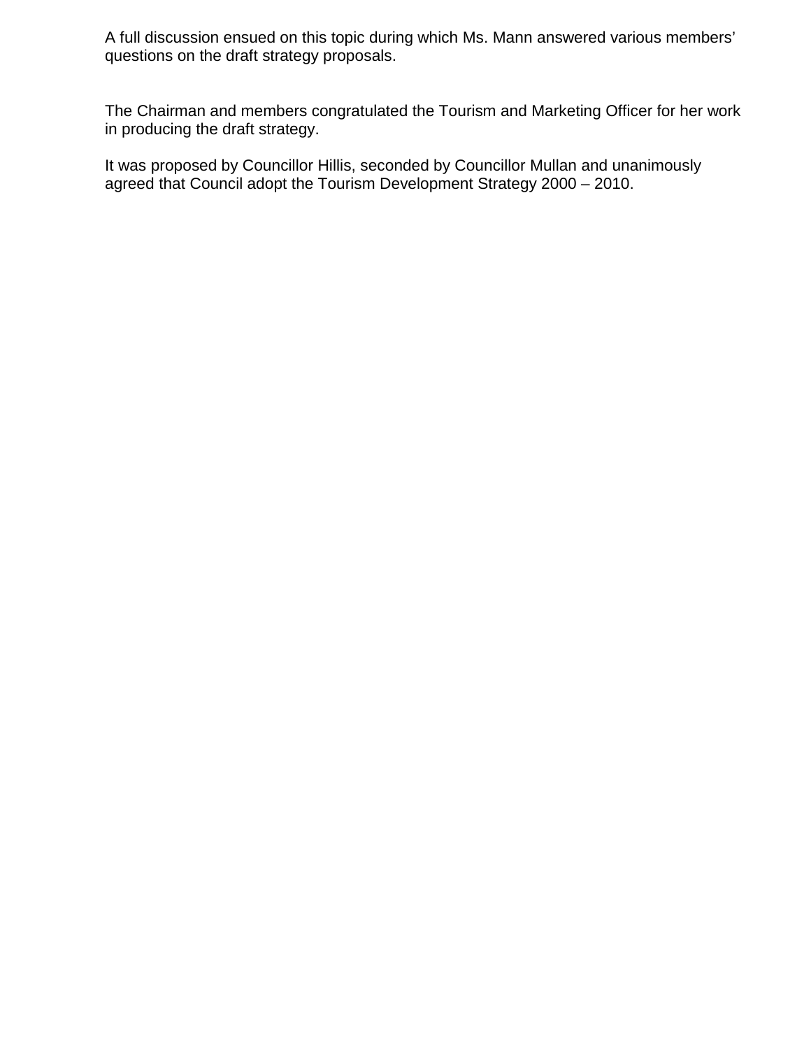A full discussion ensued on this topic during which Ms. Mann answered various members' questions on the draft strategy proposals.

The Chairman and members congratulated the Tourism and Marketing Officer for her work in producing the draft strategy.

It was proposed by Councillor Hillis, seconded by Councillor Mullan and unanimously agreed that Council adopt the Tourism Development Strategy 2000 – 2010.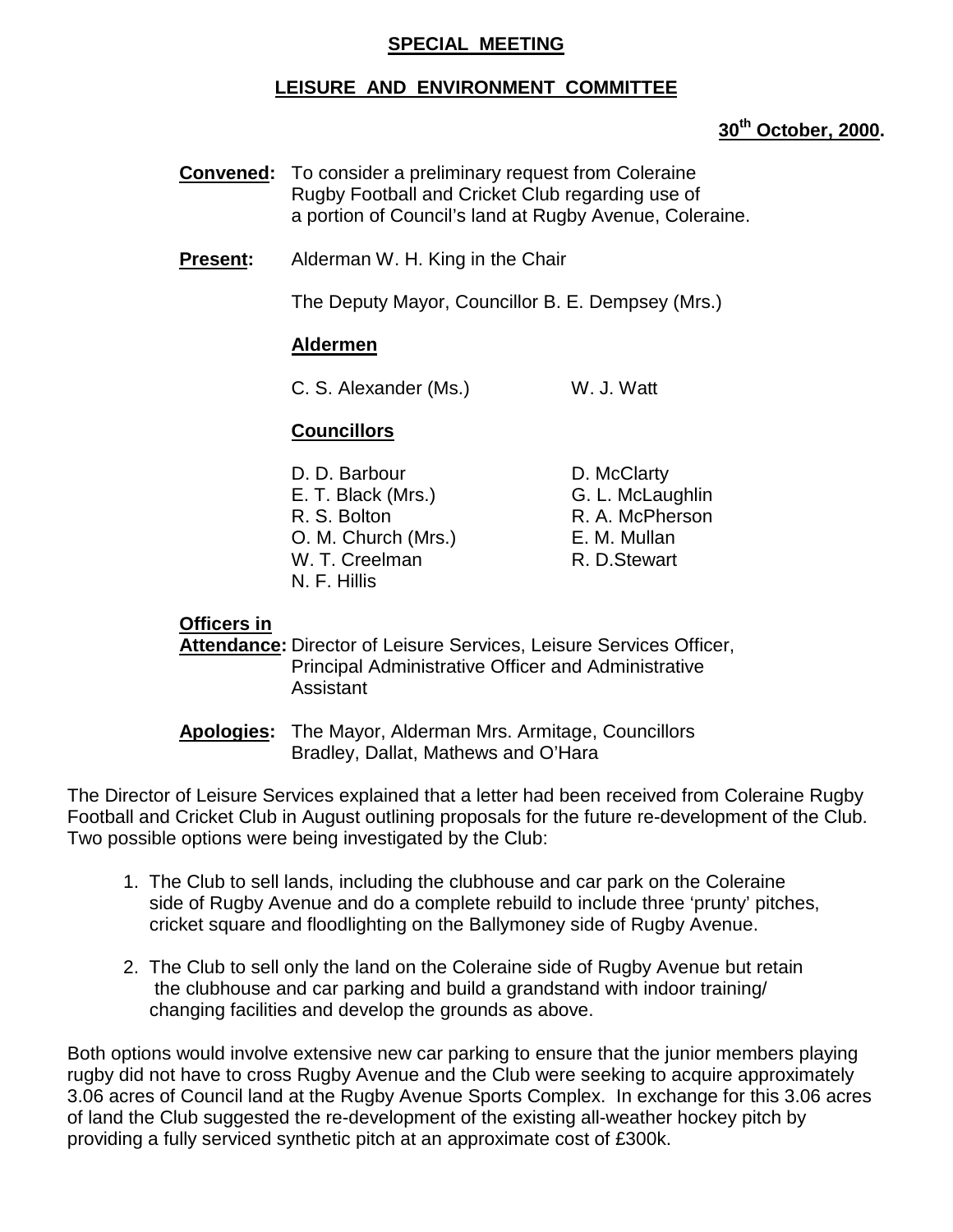# SPECIAL MEETING

## LEISURE AND ENVIRONMENT COMMITTEE

**30th October, 2000.**

**Convened:** To consider a preliminary request from Coleraine Rugby Football and Cricket Club regarding use of a portion of Council's land at Rugby Avenue, Coleraine.

**Present:** Alderman W. H. King in the Chair

The Deputy Mayor, Councillor B. E. Dempsey (Mrs.)

**Aldermen**

C. S. Alexander (Ms.)
W. J. Watt

**Councillors**

D. D. Barbour
E. T. Black (Mrs.)
R. S. Bolton
O. M. Church (Mrs.)
W. T. Creelman
N. F. Hillis
D. McClarty
G. L. McLaughlin
R. A. McPherson
E. M. Mullan
R. D.Stewart

**Officers in Attendance:** Director of Leisure Services, Leisure Services Officer, Principal Administrative Officer and Administrative Assistant

**Apologies:** The Mayor, Alderman Mrs. Armitage, Councillors Bradley, Dallat, Mathews and O'Hara

The Director of Leisure Services explained that a letter had been received from Coleraine Rugby Football and Cricket Club in August outlining proposals for the future re-development of the Club. Two possible options were being investigated by the Club:

1. The Club to sell lands, including the clubhouse and car park on the Coleraine side of Rugby Avenue and do a complete rebuild to include three 'prunty' pitches, cricket square and floodlighting on the Ballymoney side of Rugby Avenue.
2. The Club to sell only the land on the Coleraine side of Rugby Avenue but retain the clubhouse and car parking and build a grandstand with indoor training/ changing facilities and develop the grounds as above.

Both options would involve extensive new car parking to ensure that the junior members playing rugby did not have to cross Rugby Avenue and the Club were seeking to acquire approximately 3.06 acres of Council land at the Rugby Avenue Sports Complex. In exchange for this 3.06 acres of land the Club suggested the re-development of the existing all-weather hockey pitch by providing a fully serviced synthetic pitch at an approximate cost of £300k.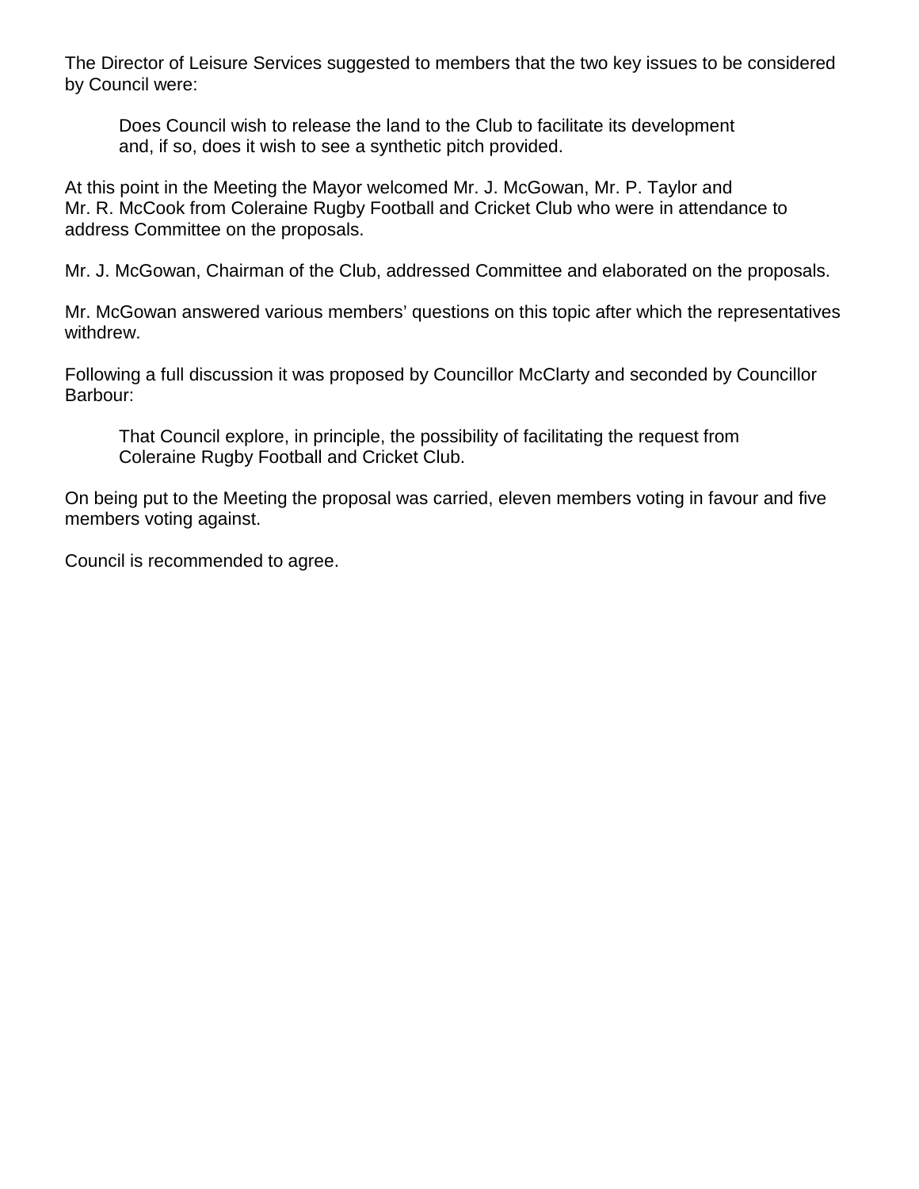The Director of Leisure Services suggested to members that the two key issues to be considered by Council were:

> Does Council wish to release the land to the Club to facilitate its development and, if so, does it wish to see a synthetic pitch provided.

At this point in the Meeting the Mayor welcomed Mr. J. McGowan, Mr. P. Taylor and Mr. R. McCook from Coleraine Rugby Football and Cricket Club who were in attendance to address Committee on the proposals.

Mr. J. McGowan, Chairman of the Club, addressed Committee and elaborated on the proposals.

Mr. McGowan answered various members' questions on this topic after which the representatives withdrew.

Following a full discussion it was proposed by Councillor McClarty and seconded by Councillor Barbour:

> That Council explore, in principle, the possibility of facilitating the request from Coleraine Rugby Football and Cricket Club.

On being put to the Meeting the proposal was carried, eleven members voting in favour and five members voting against.

Council is recommended to agree.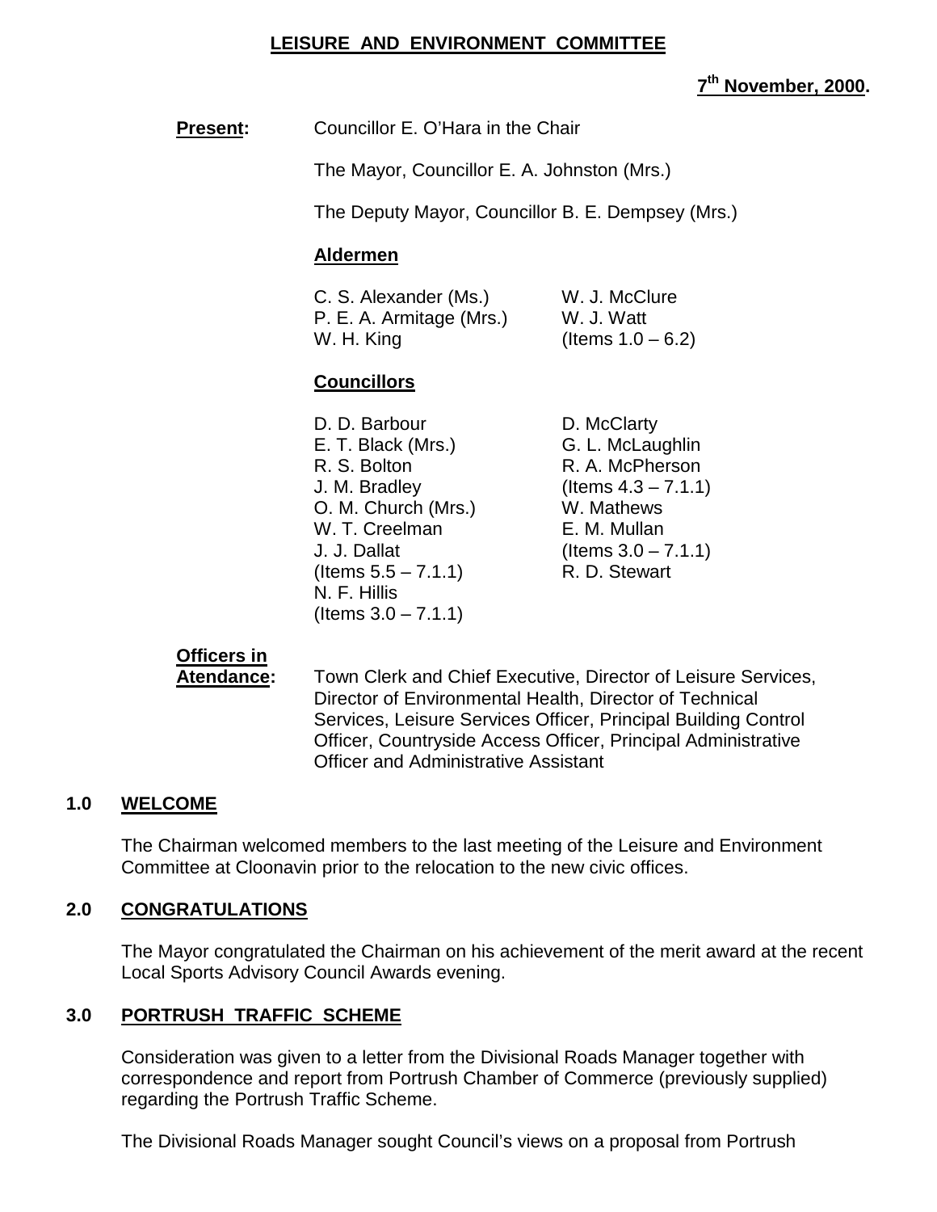**LEISURE AND ENVIRONMENT COMMITTEE**

**7th November, 2000.**

**Present:** Councillor E. O'Hara in the Chair

The Mayor, Councillor E. A. Johnston (Mrs.)

The Deputy Mayor, Councillor B. E. Dempsey (Mrs.)

**Aldermen**

C. S. Alexander (Ms.)
P. E. A. Armitage (Mrs.)
W. H. King
W. J. McClure
W. J. Watt
(Items 1.0 – 6.2)

**Councillors**

D. D. Barbour
E. T. Black (Mrs.)
R. S. Bolton
J. M. Bradley
O. M. Church (Mrs.)
W. T. Creelman
J. J. Dallat
(Items 5.5 – 7.1.1)
N. F. Hillis
(Items 3.0 – 7.1.1)
D. McClarty
G. L. McLaughlin
R. A. McPherson
(Items 4.3 – 7.1.1)
W. Mathews
E. M. Mullan
(Items 3.0 – 7.1.1)
R. D. Stewart

**Officers in Atendance:** Town Clerk and Chief Executive, Director of Leisure Services, Director of Environmental Health, Director of Technical Services, Leisure Services Officer, Principal Building Control Officer, Countryside Access Officer, Principal Administrative Officer and Administrative Assistant

## 1.0 WELCOME

The Chairman welcomed members to the last meeting of the Leisure and Environment Committee at Cloonavin prior to the relocation to the new civic offices.

## 2.0 CONGRATULATIONS

The Mayor congratulated the Chairman on his achievement of the merit award at the recent Local Sports Advisory Council Awards evening.

## 3.0 PORTRUSH TRAFFIC SCHEME

Consideration was given to a letter from the Divisional Roads Manager together with correspondence and report from Portrush Chamber of Commerce (previously supplied) regarding the Portrush Traffic Scheme.

The Divisional Roads Manager sought Council's views on a proposal from Portrush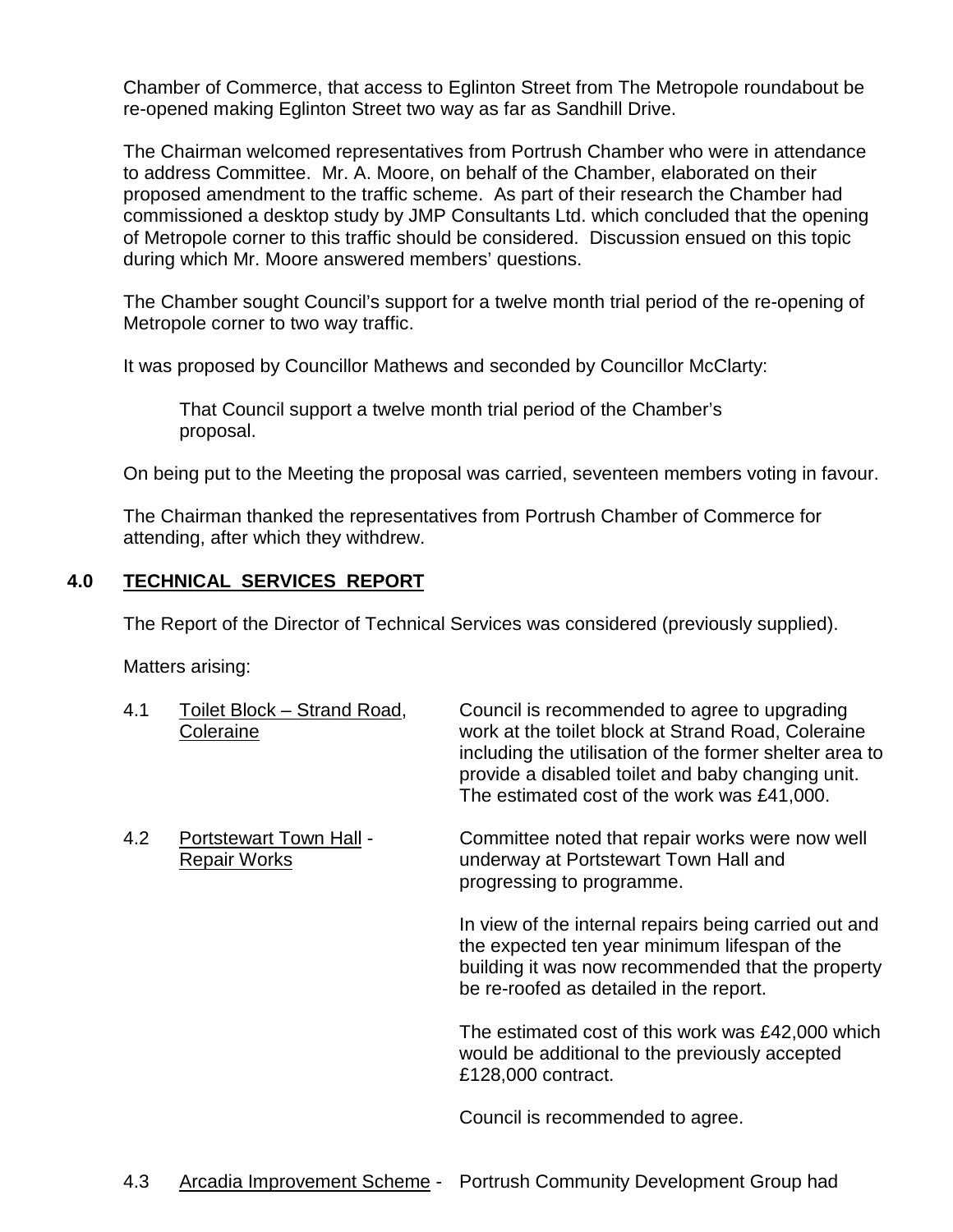Chamber of Commerce, that access to Eglinton Street from The Metropole roundabout be re-opened making Eglinton Street two way as far as Sandhill Drive.

The Chairman welcomed representatives from Portrush Chamber who were in attendance to address Committee. Mr. A. Moore, on behalf of the Chamber, elaborated on their proposed amendment to the traffic scheme. As part of their research the Chamber had commissioned a desktop study by JMP Consultants Ltd. which concluded that the opening of Metropole corner to this traffic should be considered. Discussion ensued on this topic during which Mr. Moore answered members' questions.

The Chamber sought Council's support for a twelve month trial period of the re-opening of Metropole corner to two way traffic.

It was proposed by Councillor Mathews and seconded by Councillor McClarty:

> That Council support a twelve month trial period of the Chamber's proposal.

On being put to the Meeting the proposal was carried, seventeen members voting in favour.

The Chairman thanked the representatives from Portrush Chamber of Commerce for attending, after which they withdrew.

## 4.0 TECHNICAL SERVICES REPORT

The Report of the Director of Technical Services was considered (previously supplied).

Matters arising:

4.1 Toilet Block – Strand Road, Coleraine

Council is recommended to agree to upgrading work at the toilet block at Strand Road, Coleraine including the utilisation of the former shelter area to provide a disabled toilet and baby changing unit. The estimated cost of the work was £41,000.

4.2 Portstewart Town Hall - Repair Works

Committee noted that repair works were now well underway at Portstewart Town Hall and progressing to programme.

In view of the internal repairs being carried out and the expected ten year minimum lifespan of the building it was now recommended that the property be re-roofed as detailed in the report.

The estimated cost of this work was £42,000 which would be additional to the previously accepted £128,000 contract.

Council is recommended to agree.

4.3 Arcadia Improvement Scheme - Portrush Community Development Group had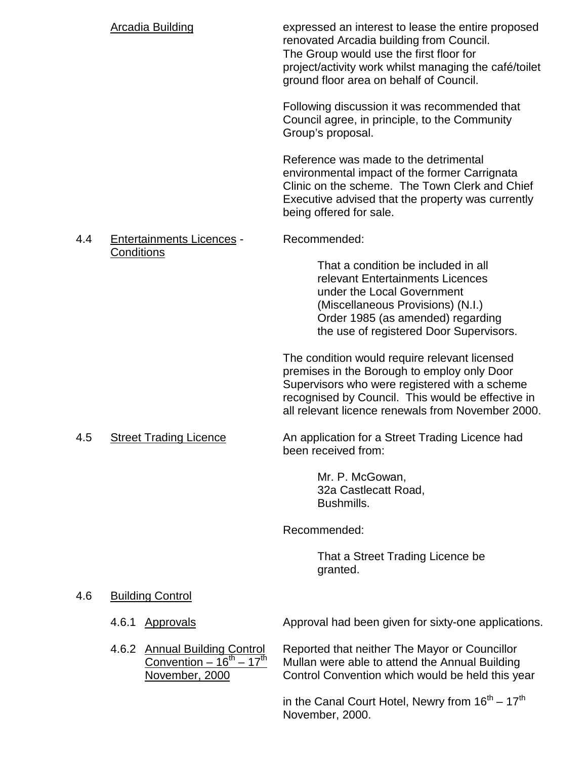Arcadia Building

expressed an interest to lease the entire proposed renovated Arcadia building from Council. The Group would use the first floor for project/activity work whilst managing the café/toilet ground floor area on behalf of Council.

Following discussion it was recommended that Council agree, in principle, to the Community Group's proposal.

Reference was made to the detrimental environmental impact of the former Carrignata Clinic on the scheme. The Town Clerk and Chief Executive advised that the property was currently being offered for sale.

4.4 Entertainments Licences - Conditions

Recommended:

> That a condition be included in all relevant Entertainments Licences under the Local Government (Miscellaneous Provisions) (N.I.) Order 1985 (as amended) regarding the use of registered Door Supervisors.

The condition would require relevant licensed premises in the Borough to employ only Door Supervisors who were registered with a scheme recognised by Council. This would be effective in all relevant licence renewals from November 2000.

4.5 Street Trading Licence

An application for a Street Trading Licence had been received from:

> Mr. P. McGowan,
> 32a Castlecatt Road,
> Bushmills.

Recommended:

> That a Street Trading Licence be granted.

4.6 Building Control

4.6.1 Approvals

Approval had been given for sixty-one applications.

4.6.2 Annual Building Control Convention – 16th – 17th November, 2000

Reported that neither The Mayor or Councillor Mullan were able to attend the Annual Building Control Convention which would be held this year in the Canal Court Hotel, Newry from 16th – 17th November, 2000.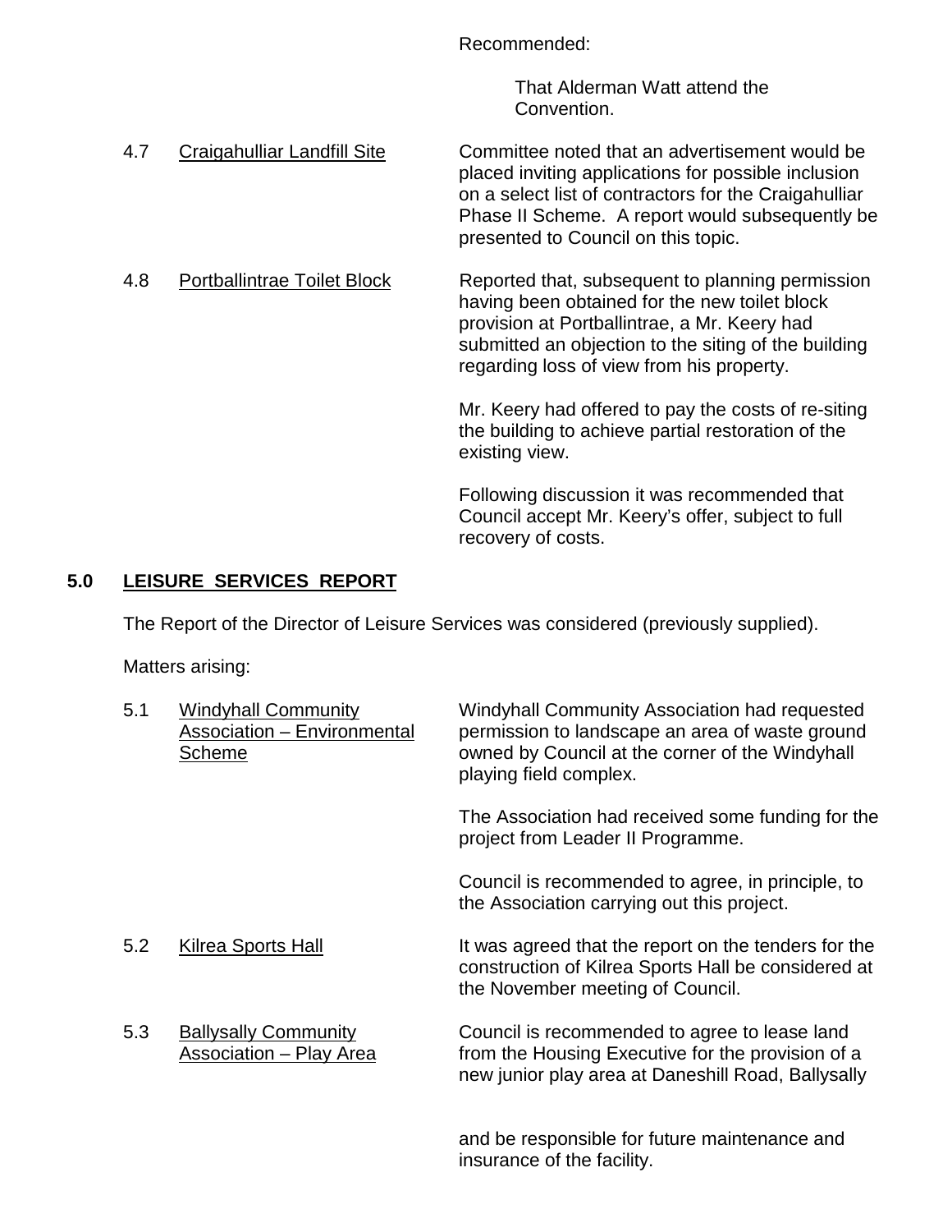Recommended:

That Alderman Watt attend the Convention.

4.7 Craigahulliar Landfill Site

Committee noted that an advertisement would be placed inviting applications for possible inclusion on a select list of contractors for the Craigahulliar Phase II Scheme. A report would subsequently be presented to Council on this topic.

4.8 Portballintrae Toilet Block

Reported that, subsequent to planning permission having been obtained for the new toilet block provision at Portballintrae, a Mr. Keery had submitted an objection to the siting of the building regarding loss of view from his property.

Mr. Keery had offered to pay the costs of re-siting the building to achieve partial restoration of the existing view.

Following discussion it was recommended that Council accept Mr. Keery's offer, subject to full recovery of costs.

## 5.0 LEISURE SERVICES REPORT

The Report of the Director of Leisure Services was considered (previously supplied).

Matters arising:

5.1 Windyhall Community Association – Environmental Scheme

Windyhall Community Association had requested permission to landscape an area of waste ground owned by Council at the corner of the Windyhall playing field complex.

The Association had received some funding for the project from Leader II Programme.

Council is recommended to agree, in principle, to the Association carrying out this project.

5.2 Kilrea Sports Hall

It was agreed that the report on the tenders for the construction of Kilrea Sports Hall be considered at the November meeting of Council.

5.3 Ballysally Community Association – Play Area

Council is recommended to agree to lease land from the Housing Executive for the provision of a new junior play area at Daneshill Road, Ballysally

and be responsible for future maintenance and insurance of the facility.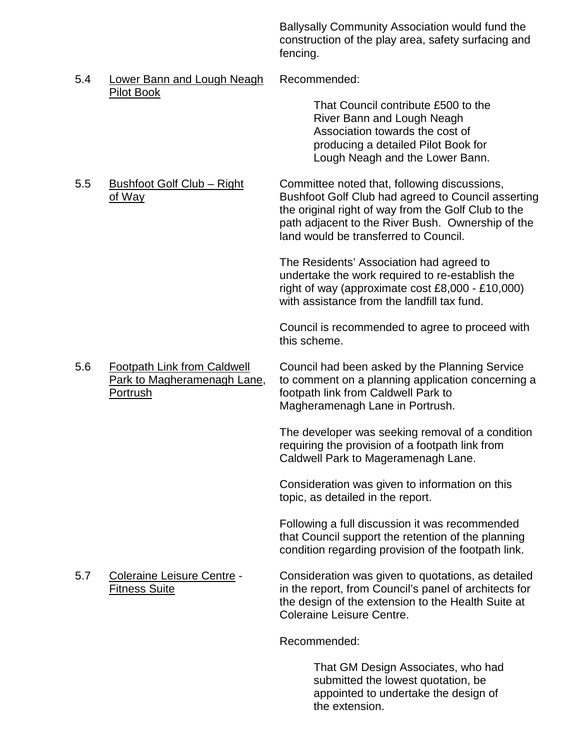Ballysally Community Association would fund the construction of the play area, safety surfacing and fencing.

5.4 Lower Bann and Lough Neagh Pilot Book

Recommended:

> That Council contribute £500 to the River Bann and Lough Neagh Association towards the cost of producing a detailed Pilot Book for Lough Neagh and the Lower Bann.

5.5 Bushfoot Golf Club – Right of Way

Committee noted that, following discussions, Bushfoot Golf Club had agreed to Council asserting the original right of way from the Golf Club to the path adjacent to the River Bush. Ownership of the land would be transferred to Council.

The Residents' Association had agreed to undertake the work required to re-establish the right of way (approximate cost £8,000 - £10,000) with assistance from the landfill tax fund.

Council is recommended to agree to proceed with this scheme.

5.6 Footpath Link from Caldwell Park to Magheramenagh Lane, Portrush

Council had been asked by the Planning Service to comment on a planning application concerning a footpath link from Caldwell Park to Magheramenagh Lane in Portrush.

The developer was seeking removal of a condition requiring the provision of a footpath link from Caldwell Park to Mageramenagh Lane.

Consideration was given to information on this topic, as detailed in the report.

Following a full discussion it was recommended that Council support the retention of the planning condition regarding provision of the footpath link.

5.7 Coleraine Leisure Centre - Fitness Suite

Consideration was given to quotations, as detailed in the report, from Council's panel of architects for the design of the extension to the Health Suite at Coleraine Leisure Centre.

Recommended:

> That GM Design Associates, who had submitted the lowest quotation, be appointed to undertake the design of the extension.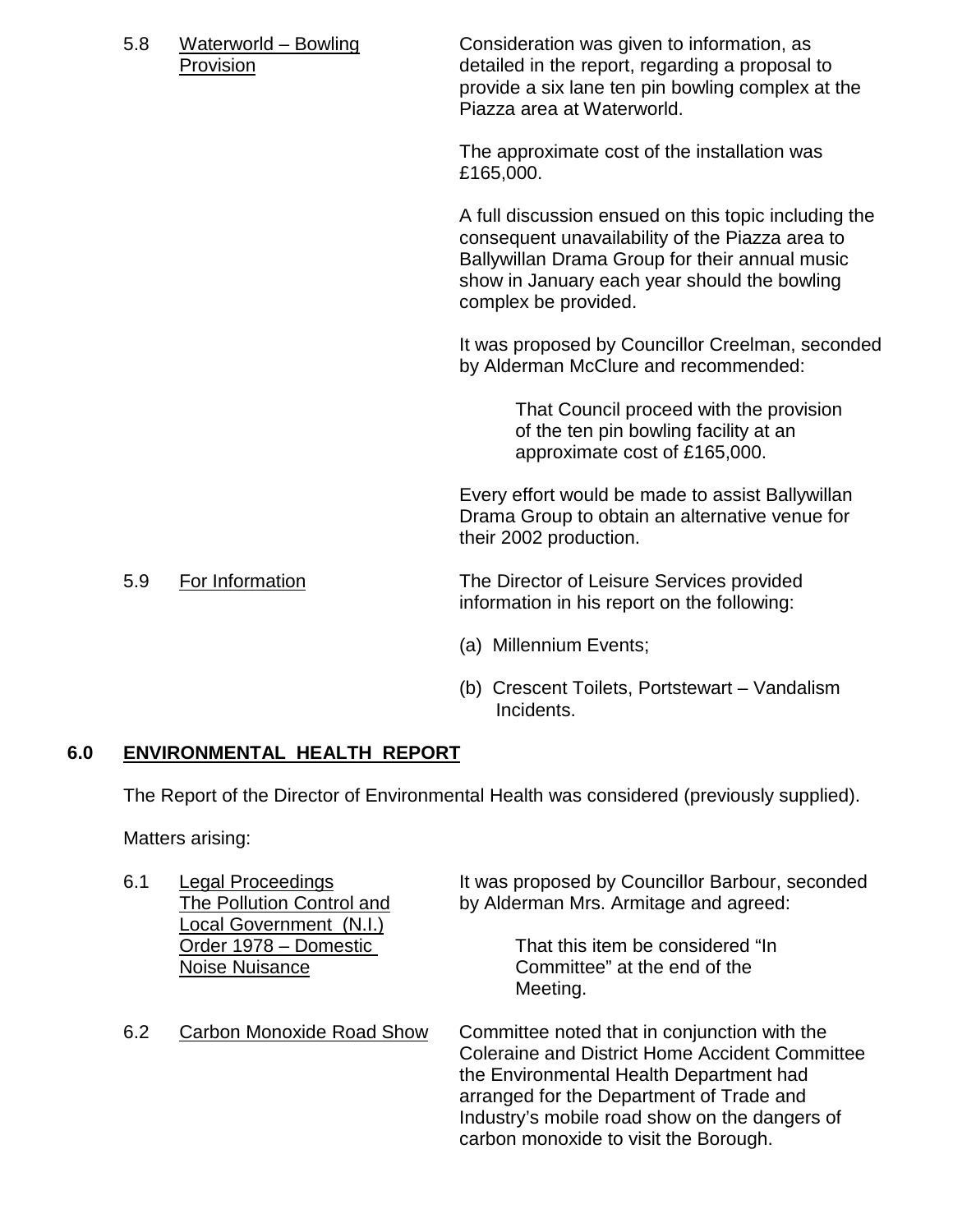5.8 Waterworld – Bowling Provision

Consideration was given to information, as detailed in the report, regarding a proposal to provide a six lane ten pin bowling complex at the Piazza area at Waterworld.

The approximate cost of the installation was £165,000.

A full discussion ensued on this topic including the consequent unavailability of the Piazza area to Ballywillan Drama Group for their annual music show in January each year should the bowling complex be provided.

It was proposed by Councillor Creelman, seconded by Alderman McClure and recommended:

> That Council proceed with the provision of the ten pin bowling facility at an approximate cost of £165,000.

Every effort would be made to assist Ballywillan Drama Group to obtain an alternative venue for their 2002 production.

5.9 For Information

The Director of Leisure Services provided information in his report on the following:

(a) Millennium Events;

(b) Crescent Toilets, Portstewart – Vandalism Incidents.

## 6.0 ENVIRONMENTAL HEALTH REPORT

The Report of the Director of Environmental Health was considered (previously supplied).

Matters arising:

6.1 Legal Proceedings The Pollution Control and Local Government (N.I.) Order 1978 – Domestic Noise Nuisance

It was proposed by Councillor Barbour, seconded by Alderman Mrs. Armitage and agreed:

> That this item be considered "In Committee" at the end of the Meeting.

6.2 Carbon Monoxide Road Show

Committee noted that in conjunction with the Coleraine and District Home Accident Committee the Environmental Health Department had arranged for the Department of Trade and Industry's mobile road show on the dangers of carbon monoxide to visit the Borough.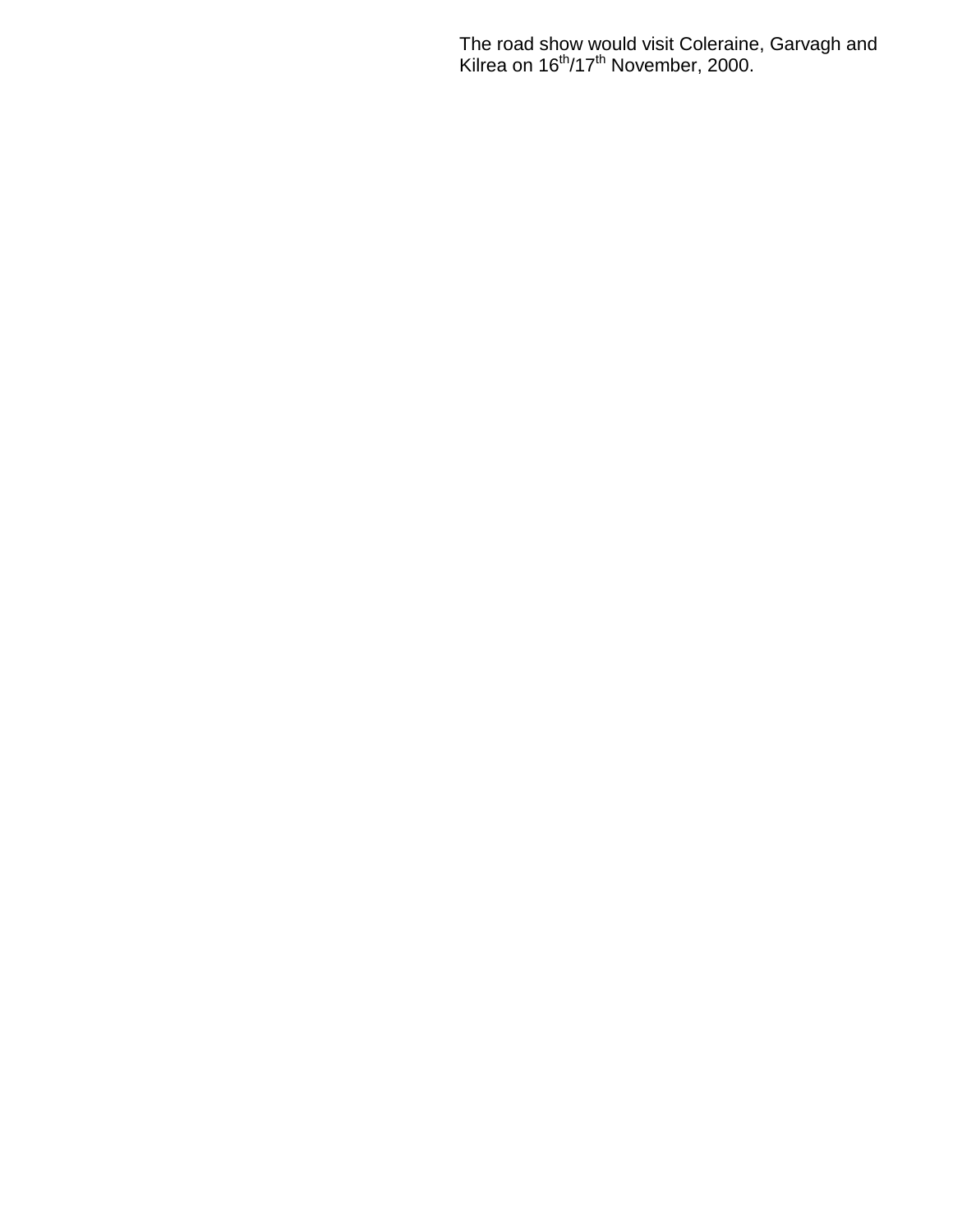The road show would visit Coleraine, Garvagh and Kilrea on 16th/17th November, 2000.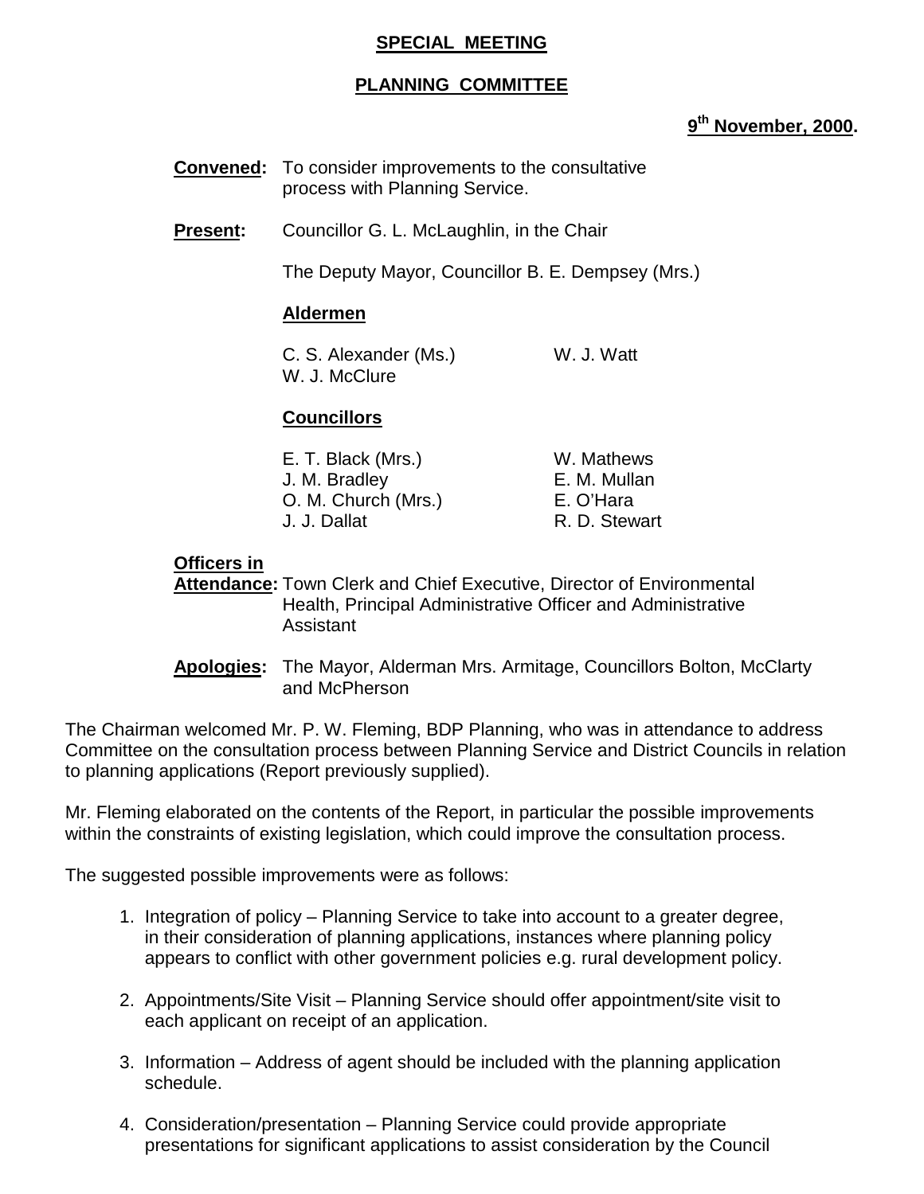## SPECIAL MEETING

## PLANNING COMMITTEE

**9th November, 2000.**

**Convened:** To consider improvements to the consultative process with Planning Service.

**Present:** Councillor G. L. McLaughlin, in the Chair

The Deputy Mayor, Councillor B. E. Dempsey (Mrs.)

**Aldermen**

C. S. Alexander (Ms.)
W. J. Watt
W. J. McClure

**Councillors**

E. T. Black (Mrs.)
W. Mathews
J. M. Bradley
E. M. Mullan
O. M. Church (Mrs.)
E. O'Hara
J. J. Dallat
R. D. Stewart

**Officers in Attendance:** Town Clerk and Chief Executive, Director of Environmental Health, Principal Administrative Officer and Administrative Assistant

**Apologies:** The Mayor, Alderman Mrs. Armitage, Councillors Bolton, McClarty and McPherson

The Chairman welcomed Mr. P. W. Fleming, BDP Planning, who was in attendance to address Committee on the consultation process between Planning Service and District Councils in relation to planning applications (Report previously supplied).

Mr. Fleming elaborated on the contents of the Report, in particular the possible improvements within the constraints of existing legislation, which could improve the consultation process.

The suggested possible improvements were as follows:

1. Integration of policy – Planning Service to take into account to a greater degree, in their consideration of planning applications, instances where planning policy appears to conflict with other government policies e.g. rural development policy.

2. Appointments/Site Visit – Planning Service should offer appointment/site visit to each applicant on receipt of an application.

3. Information – Address of agent should be included with the planning application schedule.

4. Consideration/presentation – Planning Service could provide appropriate presentations for significant applications to assist consideration by the Council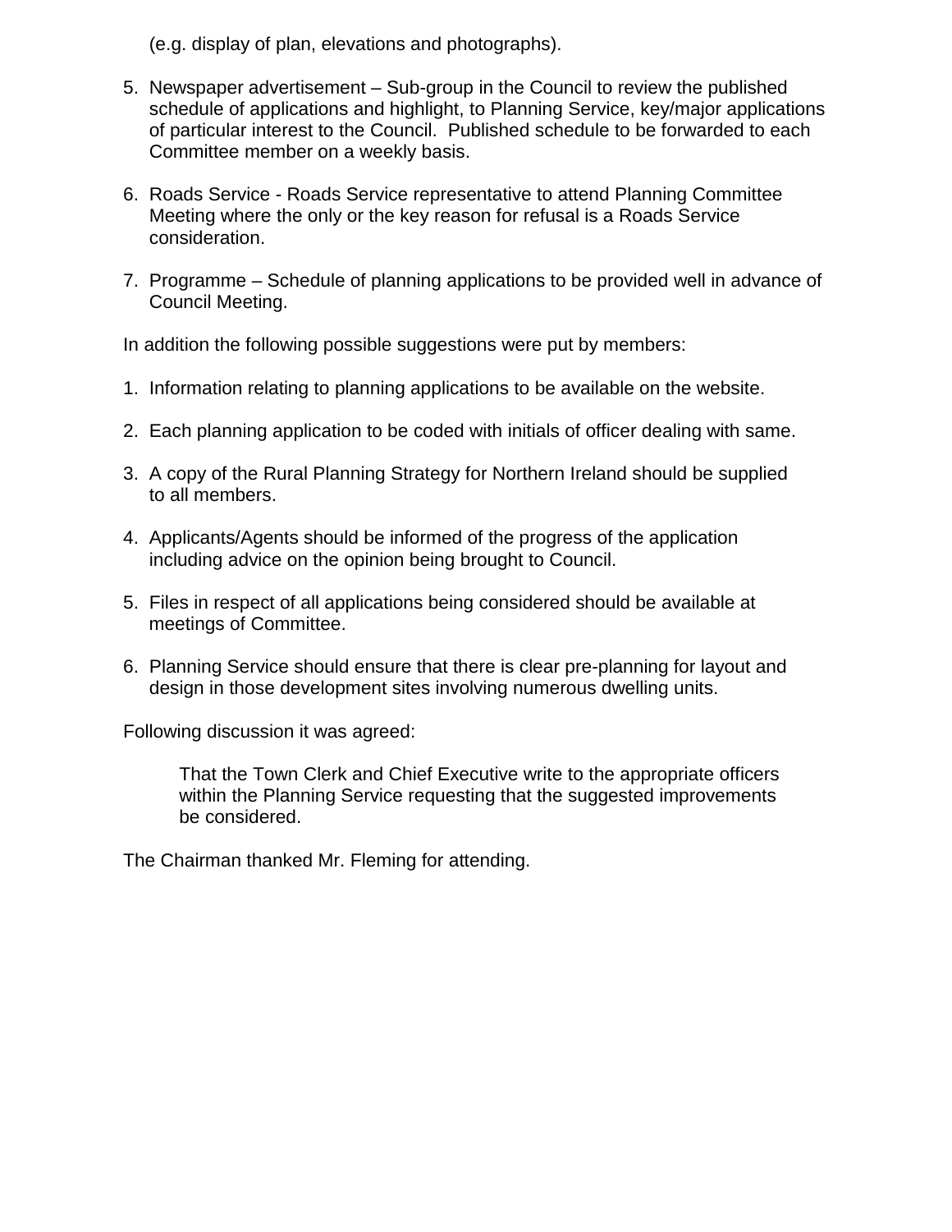(e.g. display of plan, elevations and photographs).

5. Newspaper advertisement – Sub-group in the Council to review the published schedule of applications and highlight, to Planning Service, key/major applications of particular interest to the Council. Published schedule to be forwarded to each Committee member on a weekly basis.

6. Roads Service - Roads Service representative to attend Planning Committee Meeting where the only or the key reason for refusal is a Roads Service consideration.

7. Programme – Schedule of planning applications to be provided well in advance of Council Meeting.

In addition the following possible suggestions were put by members:

1. Information relating to planning applications to be available on the website.

2. Each planning application to be coded with initials of officer dealing with same.

3. A copy of the Rural Planning Strategy for Northern Ireland should be supplied to all members.

4. Applicants/Agents should be informed of the progress of the application including advice on the opinion being brought to Council.

5. Files in respect of all applications being considered should be available at meetings of Committee.

6. Planning Service should ensure that there is clear pre-planning for layout and design in those development sites involving numerous dwelling units.

Following discussion it was agreed:

> That the Town Clerk and Chief Executive write to the appropriate officers within the Planning Service requesting that the suggested improvements be considered.

The Chairman thanked Mr. Fleming for attending.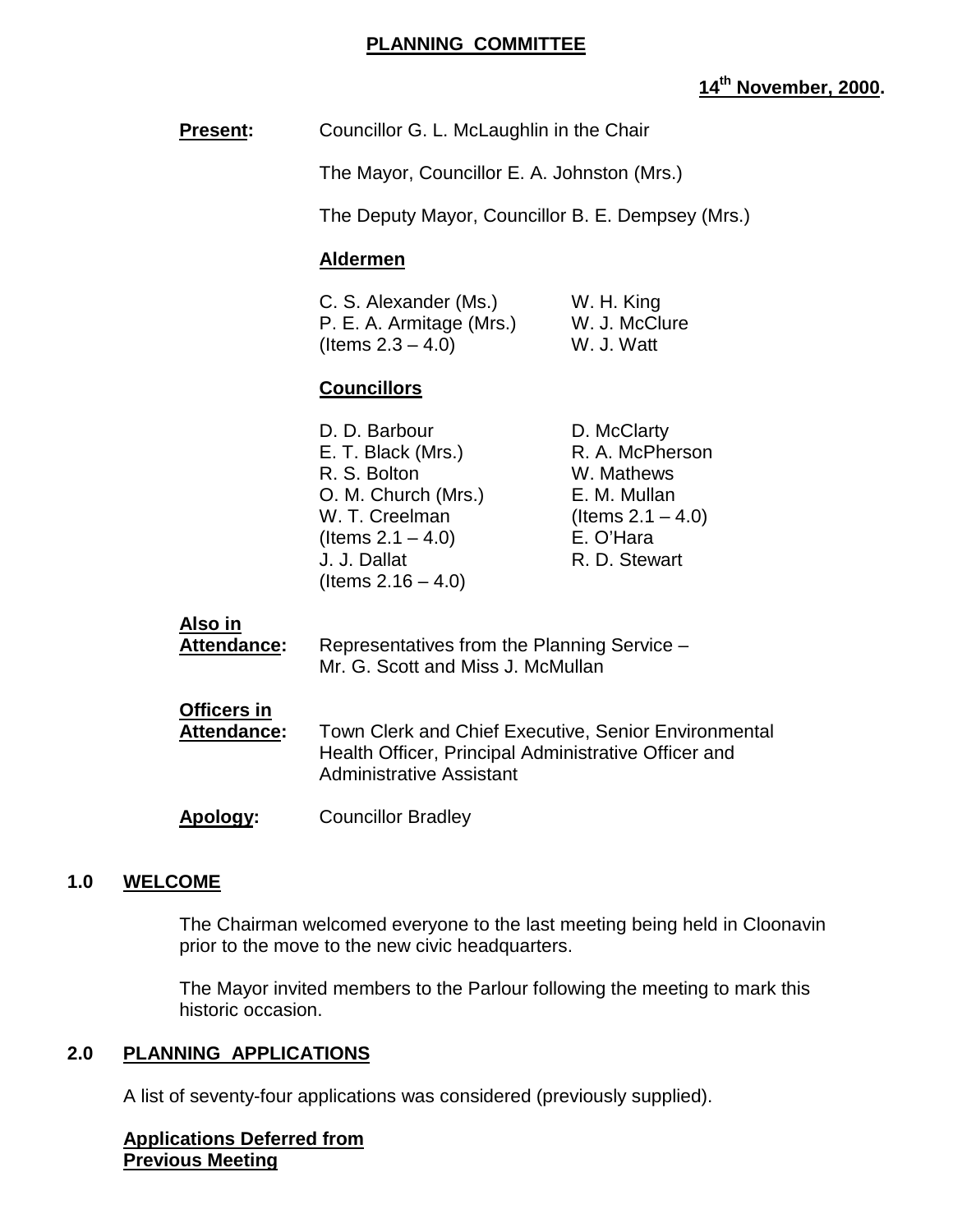**PLANNING COMMITTEE**

**14th November, 2000.**

**Present:** Councillor G. L. McLaughlin in the Chair

The Mayor, Councillor E. A. Johnston (Mrs.)

The Deputy Mayor, Councillor B. E. Dempsey (Mrs.)

**Aldermen**

| | |
|---|---|
| C. S. Alexander (Ms.) | W. H. King |
| P. E. A. Armitage (Mrs.) (Items 2.3 – 4.0) | W. J. McClure |
| | W. J. Watt |

**Councillors**

| | |
|---|---|
| D. D. Barbour | D. McClarty |
| E. T. Black (Mrs.) | R. A. McPherson |
| R. S. Bolton | W. Mathews |
| O. M. Church (Mrs.) | E. M. Mullan (Items 2.1 – 4.0) |
| W. T. Creelman (Items 2.1 – 4.0) | E. O'Hara |
| J. J. Dallat (Items 2.16 – 4.0) | R. D. Stewart |

**Also in Attendance:** Representatives from the Planning Service – Mr. G. Scott and Miss J. McMullan

**Officers in Attendance:** Town Clerk and Chief Executive, Senior Environmental Health Officer, Principal Administrative Officer and Administrative Assistant

**Apology:** Councillor Bradley

## 1.0 WELCOME

The Chairman welcomed everyone to the last meeting being held in Cloonavin prior to the move to the new civic headquarters.

The Mayor invited members to the Parlour following the meeting to mark this historic occasion.

## 2.0 PLANNING APPLICATIONS

A list of seventy-four applications was considered (previously supplied).

**Applications Deferred from Previous Meeting**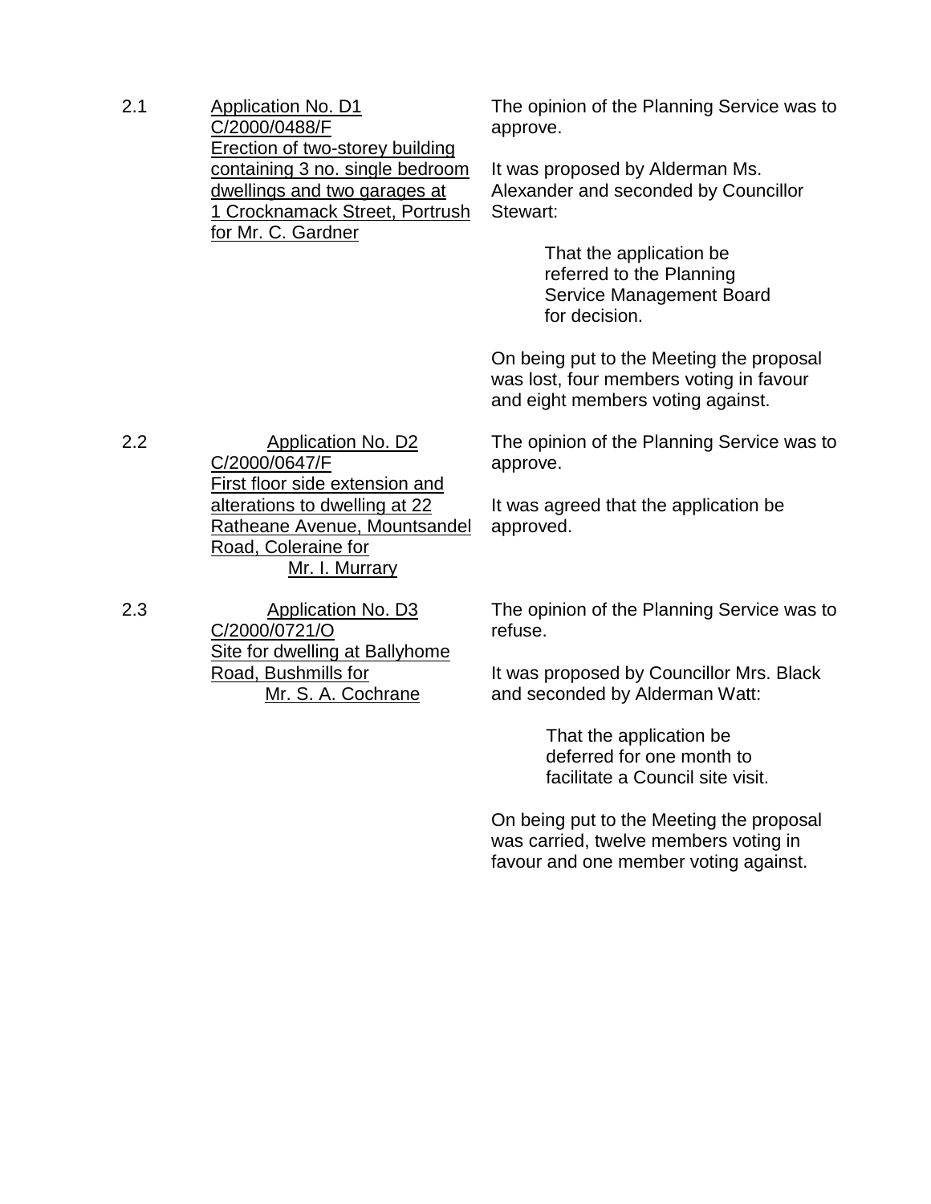2.1 Application No. D1
C/2000/0488/F
Erection of two-storey building containing 3 no. single bedroom dwellings and two garages at 1 Crocknamack Street, Portrush for Mr. C. Gardner

The opinion of the Planning Service was to approve.

It was proposed by Alderman Ms. Alexander and seconded by Councillor Stewart:

> That the application be referred to the Planning Service Management Board for decision.

On being put to the Meeting the proposal was lost, four members voting in favour and eight members voting against.

2.2 Application No. D2
C/2000/0647/F
First floor side extension and alterations to dwelling at 22 Ratheane Avenue, Mountsandel Road, Coleraine for Mr. I. Murrary

The opinion of the Planning Service was to approve.

It was agreed that the application be approved.

2.3 Application No. D3
C/2000/0721/O
Site for dwelling at Ballyhome Road, Bushmills for Mr. S. A. Cochrane

The opinion of the Planning Service was to refuse.

It was proposed by Councillor Mrs. Black and seconded by Alderman Watt:

> That the application be deferred for one month to facilitate a Council site visit.

On being put to the Meeting the proposal was carried, twelve members voting in favour and one member voting against.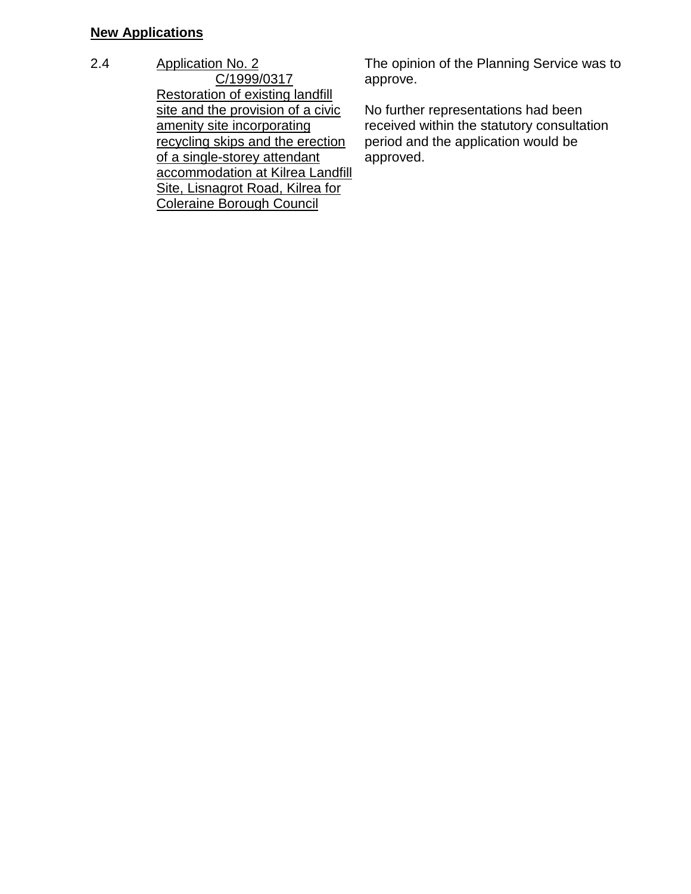**New Applications**

2.4 Application No. 2 C/1999/0317 Restoration of existing landfill site and the provision of a civic amenity site incorporating recycling skips and the erection of a single-storey attendant accommodation at Kilrea Landfill Site, Lisnagrot Road, Kilrea for Coleraine Borough Council

The opinion of the Planning Service was to approve.

No further representations had been received within the statutory consultation period and the application would be approved.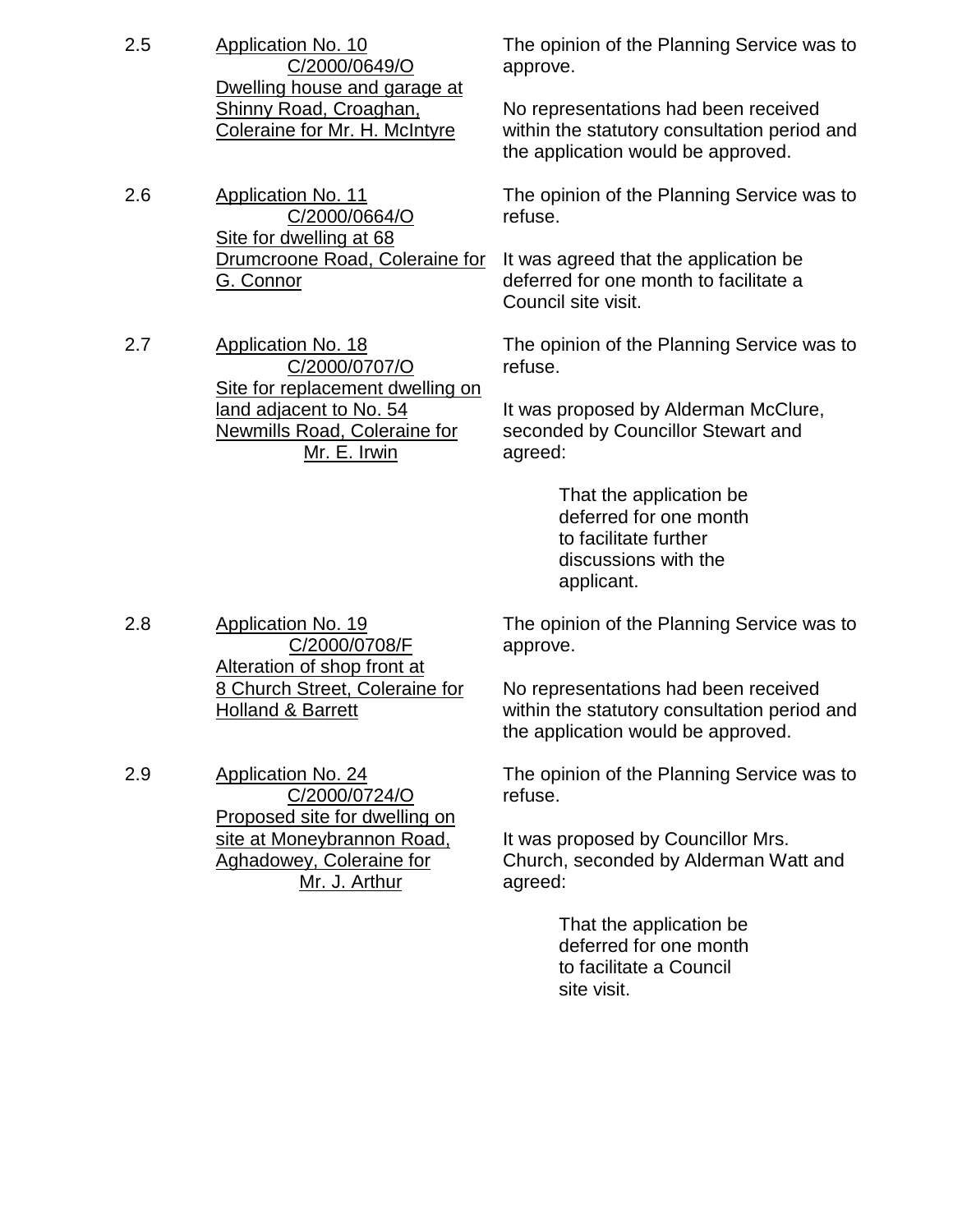2.5 Application No. 10
C/2000/0649/O
Dwelling house and garage at Shinny Road, Croaghan, Coleraine for Mr. H. McIntyre

The opinion of the Planning Service was to approve.

No representations had been received within the statutory consultation period and the application would be approved.

2.6 Application No. 11
C/2000/0664/O
Site for dwelling at 68 Drumcroone Road, Coleraine for G. Connor

The opinion of the Planning Service was to refuse.

It was agreed that the application be deferred for one month to facilitate a Council site visit.

2.7 Application No. 18
C/2000/0707/O
Site for replacement dwelling on land adjacent to No. 54 Newmills Road, Coleraine for Mr. E. Irwin

The opinion of the Planning Service was to refuse.

It was proposed by Alderman McClure, seconded by Councillor Stewart and agreed:

> That the application be deferred for one month to facilitate further discussions with the applicant.

2.8 Application No. 19
C/2000/0708/F
Alteration of shop front at 8 Church Street, Coleraine for Holland & Barrett

The opinion of the Planning Service was to approve.

No representations had been received within the statutory consultation period and the application would be approved.

2.9 Application No. 24
C/2000/0724/O
Proposed site for dwelling on site at Moneybrannon Road, Aghadowey, Coleraine for Mr. J. Arthur

The opinion of the Planning Service was to refuse.

It was proposed by Councillor Mrs. Church, seconded by Alderman Watt and agreed:

> That the application be deferred for one month to facilitate a Council site visit.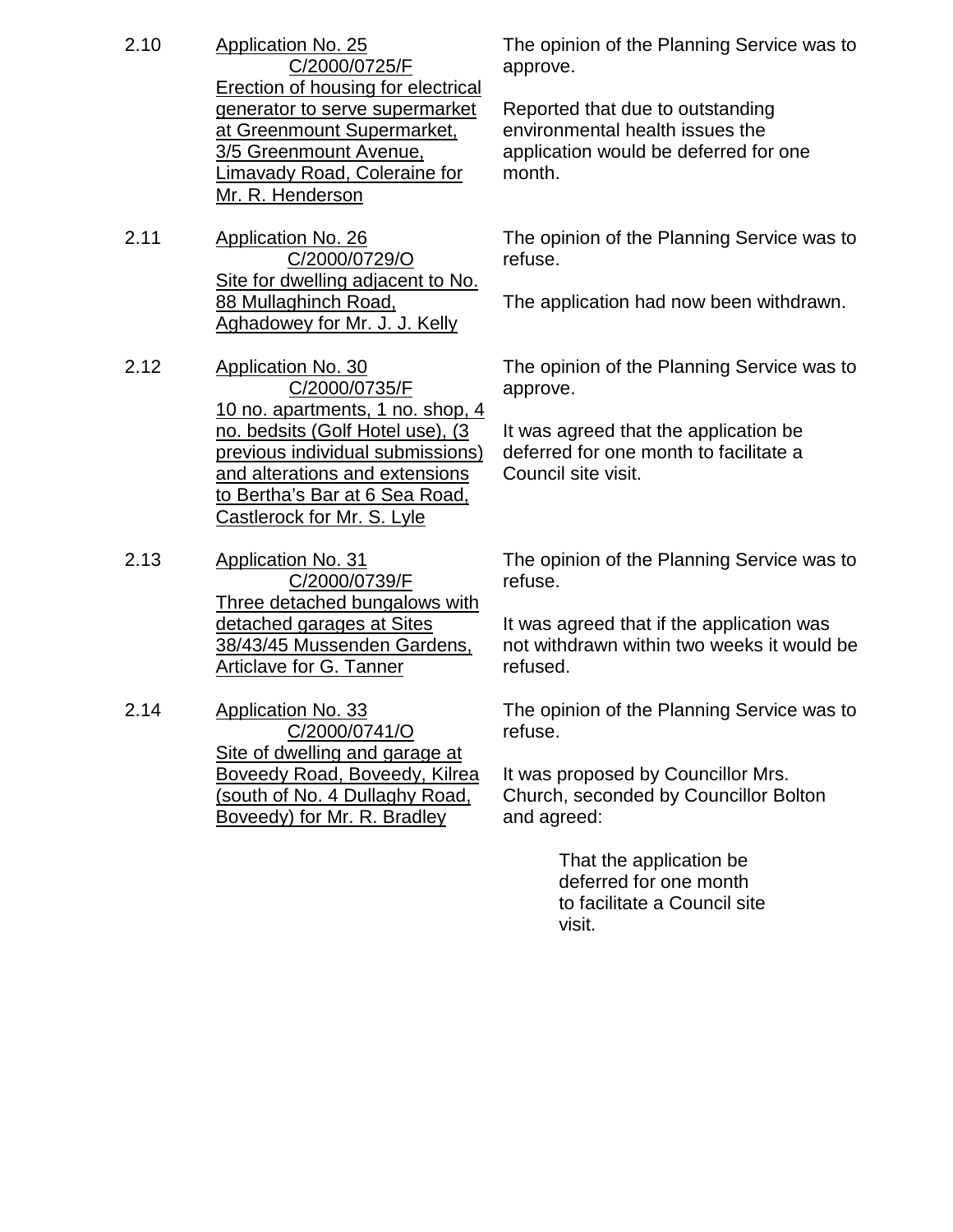2.10 Application No. 25
C/2000/0725/F
Erection of housing for electrical generator to serve supermarket at Greenmount Supermarket, 3/5 Greenmount Avenue, Limavady Road, Coleraine for Mr. R. Henderson

The opinion of the Planning Service was to approve.

Reported that due to outstanding environmental health issues the application would be deferred for one month.

2.11 Application No. 26
C/2000/0729/O
Site for dwelling adjacent to No. 88 Mullaghinch Road, Aghadowey for Mr. J. J. Kelly

The opinion of the Planning Service was to refuse.

The application had now been withdrawn.

2.12 Application No. 30
C/2000/0735/F
10 no. apartments, 1 no. shop, 4 no. bedsits (Golf Hotel use), (3 previous individual submissions) and alterations and extensions to Bertha's Bar at 6 Sea Road, Castlerock for Mr. S. Lyle

The opinion of the Planning Service was to approve.

It was agreed that the application be deferred for one month to facilitate a Council site visit.

2.13 Application No. 31
C/2000/0739/F
Three detached bungalows with detached garages at Sites 38/43/45 Mussenden Gardens, Articlave for G. Tanner

The opinion of the Planning Service was to refuse.

It was agreed that if the application was not withdrawn within two weeks it would be refused.

2.14 Application No. 33
C/2000/0741/O
Site of dwelling and garage at Boveedy Road, Boveedy, Kilrea (south of No. 4 Dullaghy Road, Boveedy) for Mr. R. Bradley

The opinion of the Planning Service was to refuse.

It was proposed by Councillor Mrs. Church, seconded by Councillor Bolton and agreed:

> That the application be deferred for one month to facilitate a Council site visit.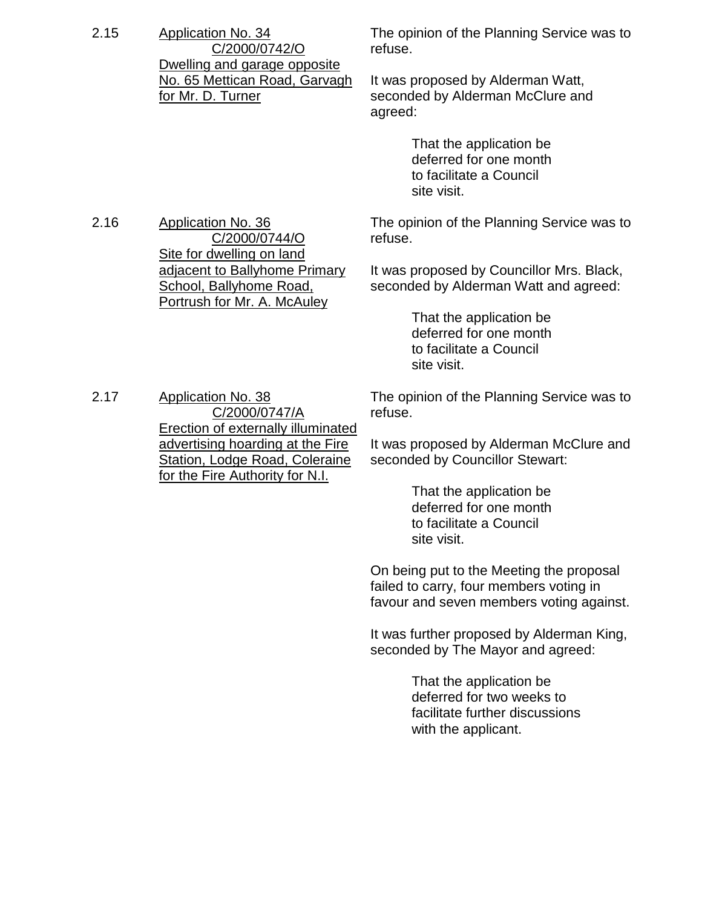2.15 <u>Application No. 34 C/2000/0742/O Dwelling and garage opposite No. 65 Mettican Road, Garvagh for Mr. D. Turner</u>

The opinion of the Planning Service was to refuse.

It was proposed by Alderman Watt, seconded by Alderman McClure and agreed:

> That the application be deferred for one month to facilitate a Council site visit.

2.16 <u>Application No. 36 C/2000/0744/O Site for dwelling on land adjacent to Ballyhome Primary School, Ballyhome Road, Portrush for Mr. A. McAuley</u>

The opinion of the Planning Service was to refuse.

It was proposed by Councillor Mrs. Black, seconded by Alderman Watt and agreed:

> That the application be deferred for one month to facilitate a Council site visit.

2.17 <u>Application No. 38 C/2000/0747/A Erection of externally illuminated advertising hoarding at the Fire Station, Lodge Road, Coleraine for the Fire Authority for N.I.</u>

The opinion of the Planning Service was to refuse.

It was proposed by Alderman McClure and seconded by Councillor Stewart:

> That the application be deferred for one month to facilitate a Council site visit.

On being put to the Meeting the proposal failed to carry, four members voting in favour and seven members voting against.

It was further proposed by Alderman King, seconded by The Mayor and agreed:

> That the application be deferred for two weeks to facilitate further discussions with the applicant.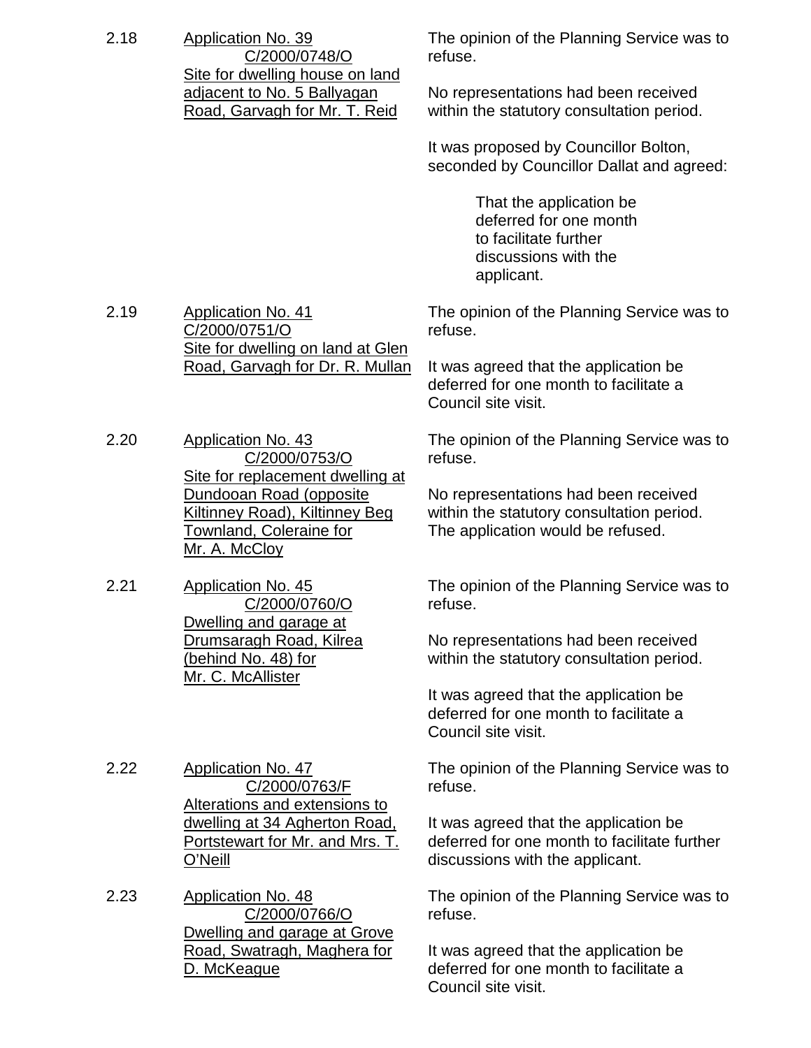2.18 **Application No. 39 C/2000/0748/O Site for dwelling house on land adjacent to No. 5 Ballyagan Road, Garvagh for Mr. T. Reid**

The opinion of the Planning Service was to refuse.

No representations had been received within the statutory consultation period.

It was proposed by Councillor Bolton, seconded by Councillor Dallat and agreed:

> That the application be deferred for one month to facilitate further discussions with the applicant.

2.19 **Application No. 41 C/2000/0751/O Site for dwelling on land at Glen Road, Garvagh for Dr. R. Mullan**

The opinion of the Planning Service was to refuse.

It was agreed that the application be deferred for one month to facilitate a Council site visit.

2.20 **Application No. 43 C/2000/0753/O Site for replacement dwelling at Dundooan Road (opposite Kiltinney Road), Kiltinney Beg Townland, Coleraine for Mr. A. McCloy**

The opinion of the Planning Service was to refuse.

No representations had been received within the statutory consultation period. The application would be refused.

2.21 **Application No. 45 C/2000/0760/O Dwelling and garage at Drumsaragh Road, Kilrea (behind No. 48) for Mr. C. McAllister**

The opinion of the Planning Service was to refuse.

No representations had been received within the statutory consultation period.

It was agreed that the application be deferred for one month to facilitate a Council site visit.

2.22 **Application No. 47 C/2000/0763/F Alterations and extensions to dwelling at 34 Agherton Road, Portstewart for Mr. and Mrs. T. O'Neill**

The opinion of the Planning Service was to refuse.

It was agreed that the application be deferred for one month to facilitate further discussions with the applicant.

2.23 **Application No. 48 C/2000/0766/O Dwelling and garage at Grove Road, Swatragh, Maghera for D. McKeague**

The opinion of the Planning Service was to refuse.

It was agreed that the application be deferred for one month to facilitate a Council site visit.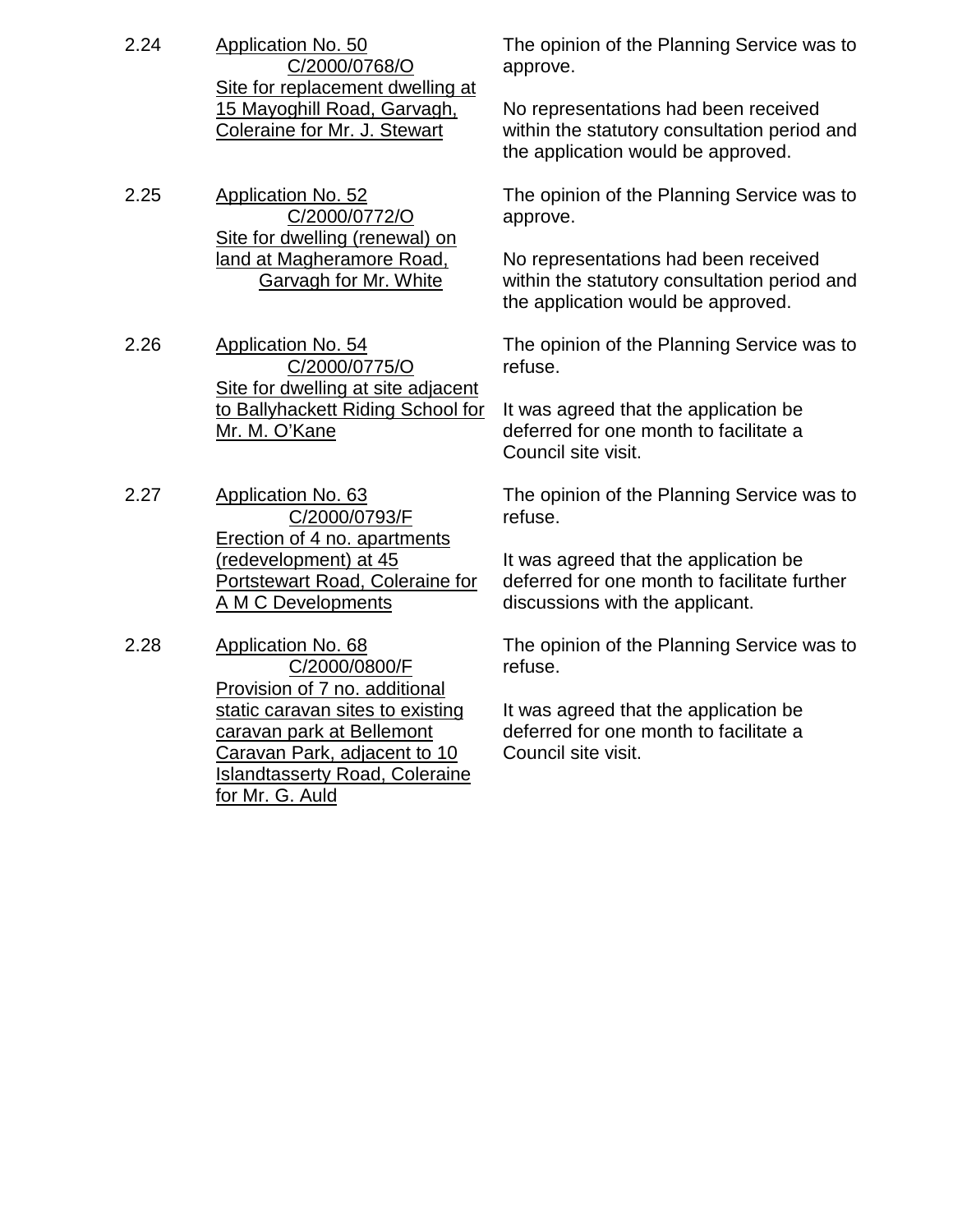2.24 Application No. 50 C/2000/0768/O Site for replacement dwelling at 15 Mayoghill Road, Garvagh, Coleraine for Mr. J. Stewart

The opinion of the Planning Service was to approve.

No representations had been received within the statutory consultation period and the application would be approved.

2.25 Application No. 52 C/2000/0772/O Site for dwelling (renewal) on land at Magheramore Road, Garvagh for Mr. White

The opinion of the Planning Service was to approve.

No representations had been received within the statutory consultation period and the application would be approved.

2.26 Application No. 54 C/2000/0775/O Site for dwelling at site adjacent to Ballyhackett Riding School for Mr. M. O'Kane

The opinion of the Planning Service was to refuse.

It was agreed that the application be deferred for one month to facilitate a Council site visit.

2.27 Application No. 63 C/2000/0793/F Erection of 4 no. apartments (redevelopment) at 45 Portstewart Road, Coleraine for A M C Developments

The opinion of the Planning Service was to refuse.

It was agreed that the application be deferred for one month to facilitate further discussions with the applicant.

2.28 Application No. 68 C/2000/0800/F Provision of 7 no. additional static caravan sites to existing caravan park at Bellemont Caravan Park, adjacent to 10 Islandtasserty Road, Coleraine for Mr. G. Auld

The opinion of the Planning Service was to refuse.

It was agreed that the application be deferred for one month to facilitate a Council site visit.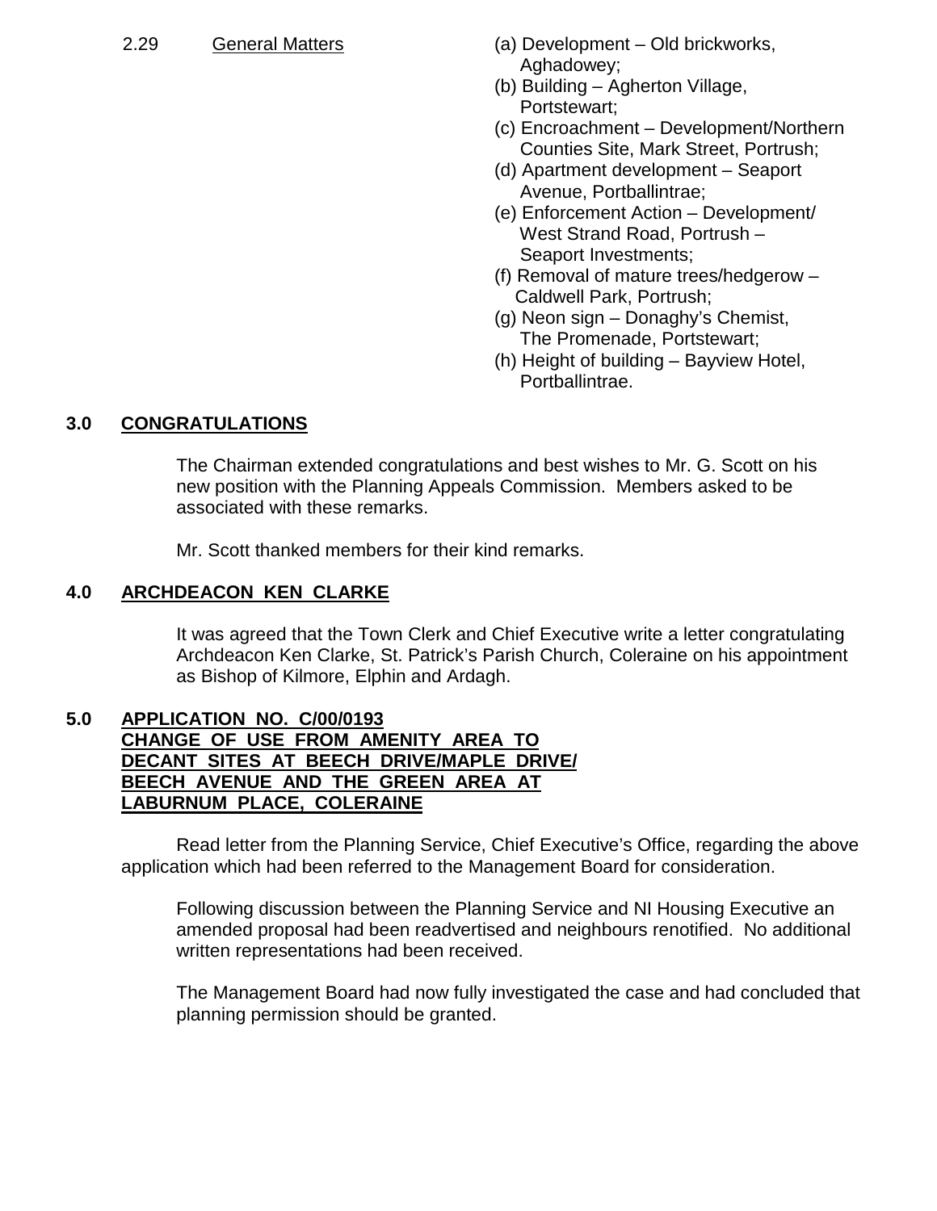2.29 General Matters

(a) Development – Old brickworks, Aghadowey;
(b) Building – Agherton Village, Portstewart;
(c) Encroachment – Development/Northern Counties Site, Mark Street, Portrush;
(d) Apartment development – Seaport Avenue, Portballintrae;
(e) Enforcement Action – Development/ West Strand Road, Portrush – Seaport Investments;
(f) Removal of mature trees/hedgerow – Caldwell Park, Portrush;
(g) Neon sign – Donaghy's Chemist, The Promenade, Portstewart;
(h) Height of building – Bayview Hotel, Portballintrae.

## 3.0 CONGRATULATIONS

The Chairman extended congratulations and best wishes to Mr. G. Scott on his new position with the Planning Appeals Commission. Members asked to be associated with these remarks.

Mr. Scott thanked members for their kind remarks.

## 4.0 ARCHDEACON KEN CLARKE

It was agreed that the Town Clerk and Chief Executive write a letter congratulating Archdeacon Ken Clarke, St. Patrick's Parish Church, Coleraine on his appointment as Bishop of Kilmore, Elphin and Ardagh.

## 5.0 APPLICATION NO. C/00/0193 CHANGE OF USE FROM AMENITY AREA TO DECANT SITES AT BEECH DRIVE/MAPLE DRIVE/ BEECH AVENUE AND THE GREEN AREA AT LABURNUM PLACE, COLERAINE

Read letter from the Planning Service, Chief Executive's Office, regarding the above application which had been referred to the Management Board for consideration.

Following discussion between the Planning Service and NI Housing Executive an amended proposal had been readvertised and neighbours renotified. No additional written representations had been received.

The Management Board had now fully investigated the case and had concluded that planning permission should be granted.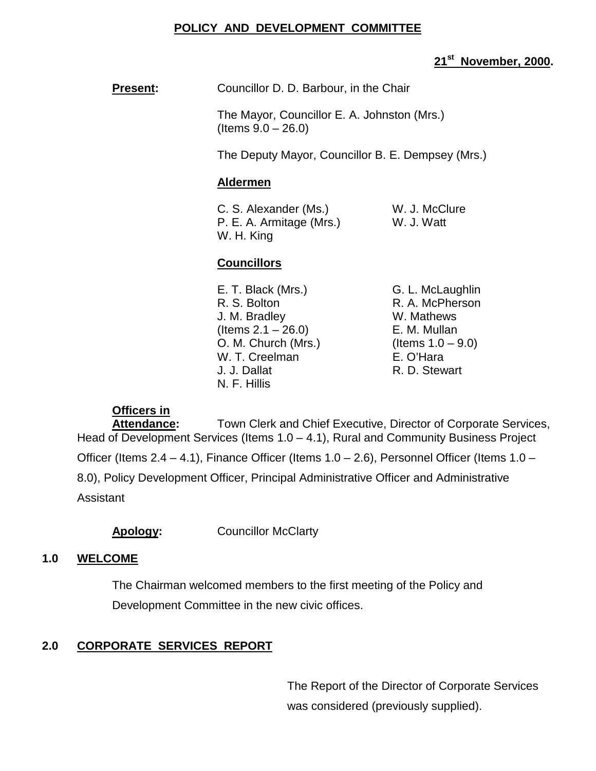**POLICY AND DEVELOPMENT COMMITTEE**

**21st November, 2000.**

**Present:** Councillor D. D. Barbour, in the Chair

The Mayor, Councillor E. A. Johnston (Mrs.) (Items 9.0 – 26.0)

The Deputy Mayor, Councillor B. E. Dempsey (Mrs.)

**Aldermen**

C. S. Alexander (Ms.)
P. E. A. Armitage (Mrs.)
W. H. King
W. J. McClure
W. J. Watt

**Councillors**

E. T. Black (Mrs.)
R. S. Bolton
J. M. Bradley (Items 2.1 – 26.0)
O. M. Church (Mrs.)
W. T. Creelman
J. J. Dallat
N. F. Hillis
G. L. McLaughlin
R. A. McPherson
W. Mathews
E. M. Mullan (Items 1.0 – 9.0)
E. O'Hara
R. D. Stewart

**Officers in Attendance:** Town Clerk and Chief Executive, Director of Corporate Services, Head of Development Services (Items 1.0 – 4.1), Rural and Community Business Project Officer (Items 2.4 – 4.1), Finance Officer (Items 1.0 – 2.6), Personnel Officer (Items 1.0 – 8.0), Policy Development Officer, Principal Administrative Officer and Administrative Assistant

**Apology:** Councillor McClarty

## 1.0 WELCOME

The Chairman welcomed members to the first meeting of the Policy and Development Committee in the new civic offices.

## 2.0 CORPORATE SERVICES REPORT

The Report of the Director of Corporate Services was considered (previously supplied).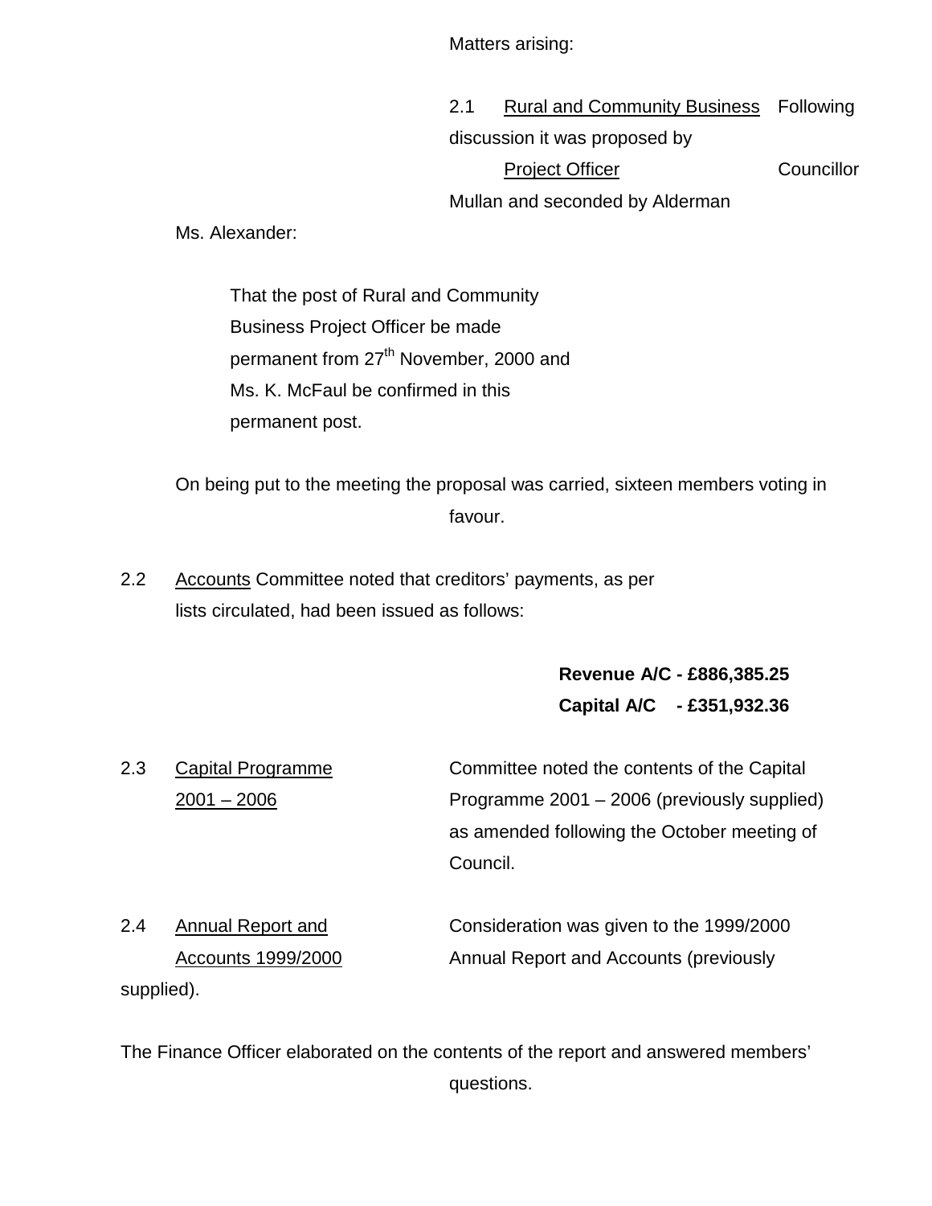Matters arising:

2.1 Rural and Community Business Project Officer

Following discussion it was proposed by Councillor Mullan and seconded by Alderman Ms. Alexander:

> That the post of Rural and Community Business Project Officer be made permanent from 27th November, 2000 and Ms. K. McFaul be confirmed in this permanent post.

On being put to the meeting the proposal was carried, sixteen members voting in favour.

2.2 Accounts

Committee noted that creditors' payments, as per lists circulated, had been issued as follows:

**Revenue A/C - £886,385.25**
**Capital A/C - £351,932.36**

2.3 Capital Programme 2001 – 2006

Committee noted the contents of the Capital Programme 2001 – 2006 (previously supplied) as amended following the October meeting of Council.

2.4 Annual Report and Accounts 1999/2000

Consideration was given to the 1999/2000 Annual Report and Accounts (previously supplied).

The Finance Officer elaborated on the contents of the report and answered members' questions.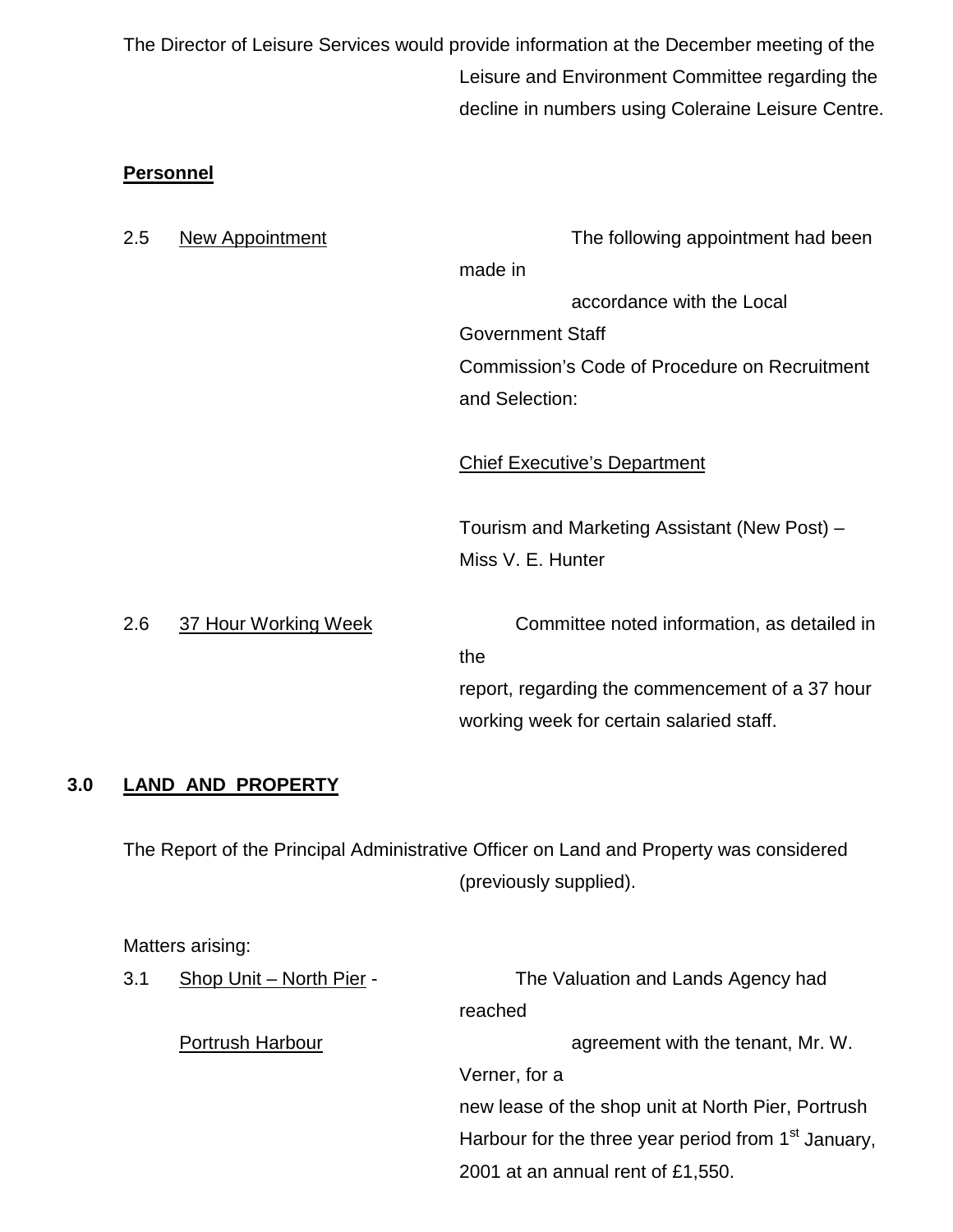The Director of Leisure Services would provide information at the December meeting of the Leisure and Environment Committee regarding the decline in numbers using Coleraine Leisure Centre.

**Personnel**

2.5 New Appointment

The following appointment had been made in accordance with the Local Government Staff Commission's Code of Procedure on Recruitment and Selection:

Chief Executive's Department

Tourism and Marketing Assistant (New Post) – Miss V. E. Hunter

2.6 37 Hour Working Week

Committee noted information, as detailed in the report, regarding the commencement of a 37 hour working week for certain salaried staff.

## 3.0 LAND AND PROPERTY

The Report of the Principal Administrative Officer on Land and Property was considered (previously supplied).

Matters arising:

3.1 Shop Unit – North Pier - Portrush Harbour

The Valuation and Lands Agency had reached agreement with the tenant, Mr. W. Verner, for a new lease of the shop unit at North Pier, Portrush Harbour for the three year period from 1st January, 2001 at an annual rent of £1,550.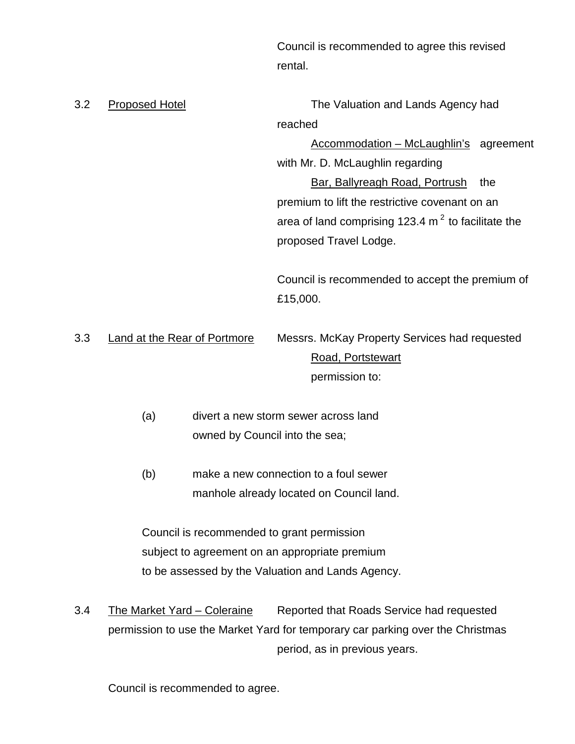Council is recommended to agree this revised rental.

3.2 Proposed Hotel Accommodation – McLaughlin's Bar, Ballyreagh Road, Portrush

The Valuation and Lands Agency had reached agreement with Mr. D. McLaughlin regarding the premium to lift the restrictive covenant on an area of land comprising 123.4 $m^2$ to facilitate the proposed Travel Lodge.

Council is recommended to accept the premium of £15,000.

3.3 Land at the Rear of Portmore Road, Portstewart

Messrs. McKay Property Services had requested permission to:

(a) divert a new storm sewer across land owned by Council into the sea;

(b) make a new connection to a foul sewer manhole already located on Council land.

Council is recommended to grant permission subject to agreement on an appropriate premium to be assessed by the Valuation and Lands Agency.

3.4 The Market Yard – Coleraine

Reported that Roads Service had requested permission to use the Market Yard for temporary car parking over the Christmas period, as in previous years.

Council is recommended to agree.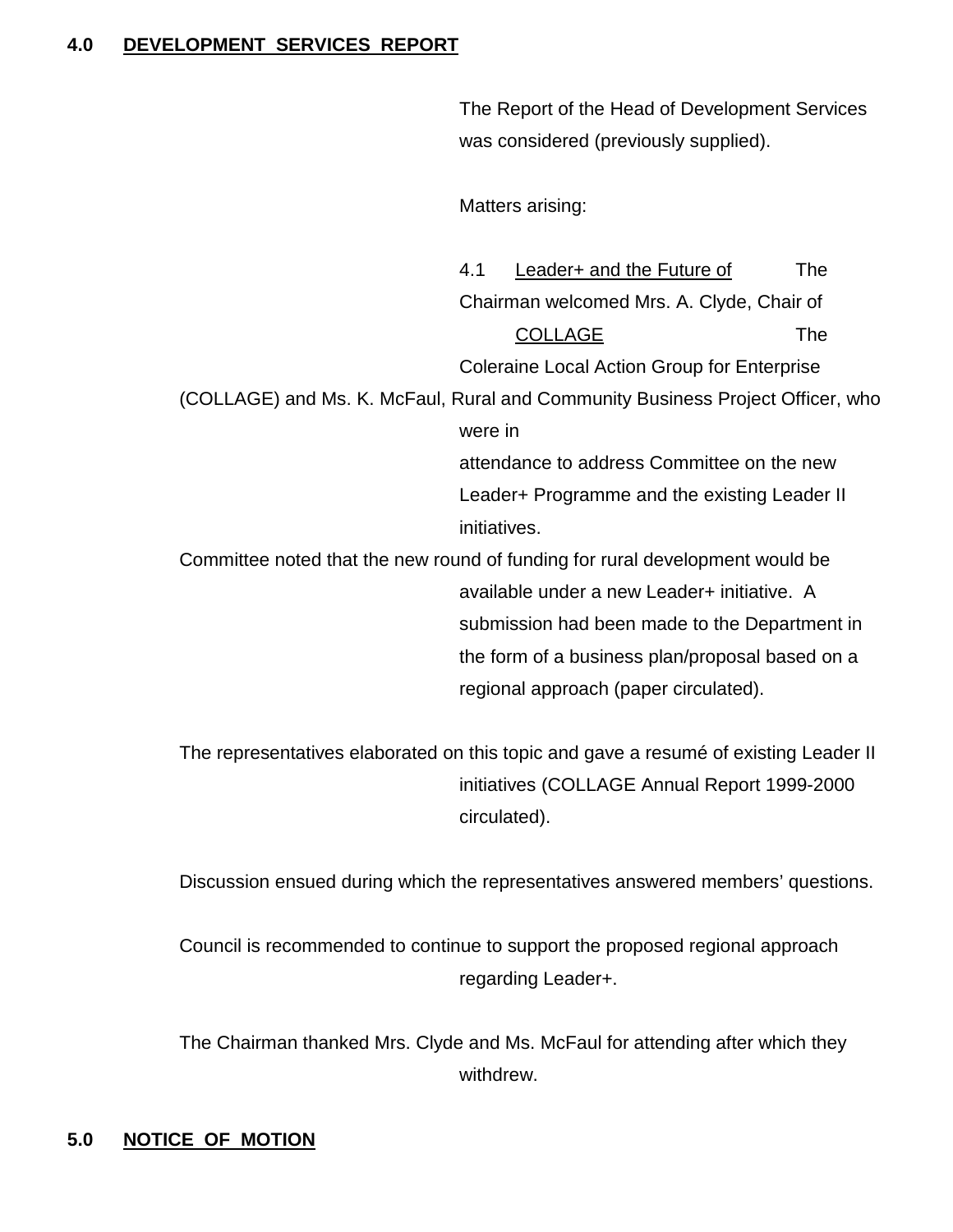## 4.0 DEVELOPMENT SERVICES REPORT

The Report of the Head of Development Services was considered (previously supplied).

Matters arising:

4.1 Leader+ and the Future of COLLAGE

The Chairman welcomed Mrs. A. Clyde, Chair of The Coleraine Local Action Group for Enterprise (COLLAGE) and Ms. K. McFaul, Rural and Community Business Project Officer, who were in attendance to address Committee on the new Leader+ Programme and the existing Leader II initiatives.

Committee noted that the new round of funding for rural development would be available under a new Leader+ initiative. A submission had been made to the Department in the form of a business plan/proposal based on a regional approach (paper circulated).

The representatives elaborated on this topic and gave a resumé of existing Leader II initiatives (COLLAGE Annual Report 1999-2000 circulated).

Discussion ensued during which the representatives answered members' questions.

Council is recommended to continue to support the proposed regional approach regarding Leader+.

The Chairman thanked Mrs. Clyde and Ms. McFaul for attending after which they withdrew.

## 5.0 NOTICE OF MOTION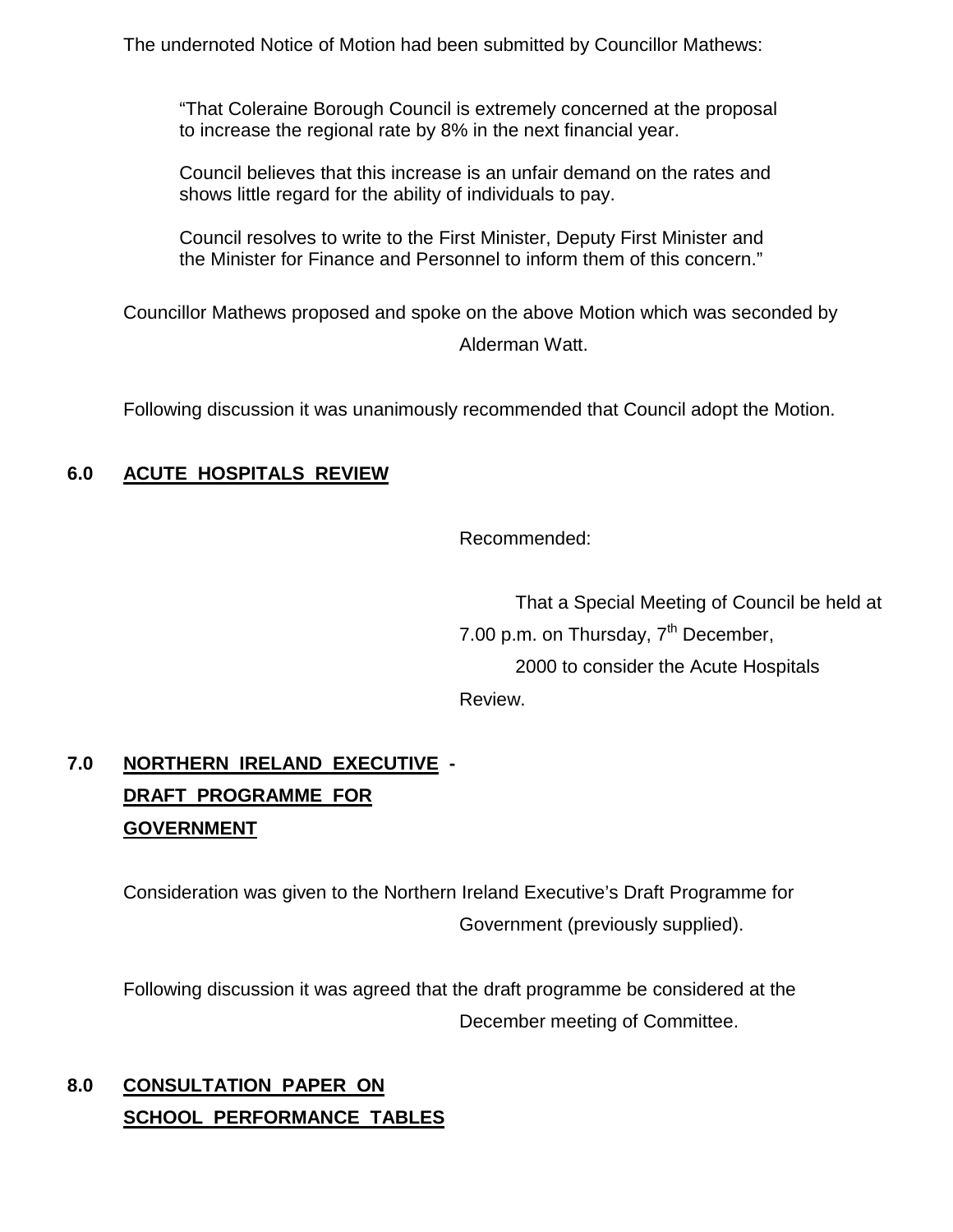The undernoted Notice of Motion had been submitted by Councillor Mathews:

> "That Coleraine Borough Council is extremely concerned at the proposal to increase the regional rate by 8% in the next financial year.
>
> Council believes that this increase is an unfair demand on the rates and shows little regard for the ability of individuals to pay.
>
> Council resolves to write to the First Minister, Deputy First Minister and the Minister for Finance and Personnel to inform them of this concern."

Councillor Mathews proposed and spoke on the above Motion which was seconded by Alderman Watt.

Following discussion it was unanimously recommended that Council adopt the Motion.

## 6.0 ACUTE HOSPITALS REVIEW

Recommended:

That a Special Meeting of Council be held at 7.00 p.m. on Thursday, 7th December, 2000 to consider the Acute Hospitals Review.

## 7.0 NORTHERN IRELAND EXECUTIVE - DRAFT PROGRAMME FOR GOVERNMENT

Consideration was given to the Northern Ireland Executive's Draft Programme for Government (previously supplied).

Following discussion it was agreed that the draft programme be considered at the December meeting of Committee.

## 8.0 CONSULTATION PAPER ON SCHOOL PERFORMANCE TABLES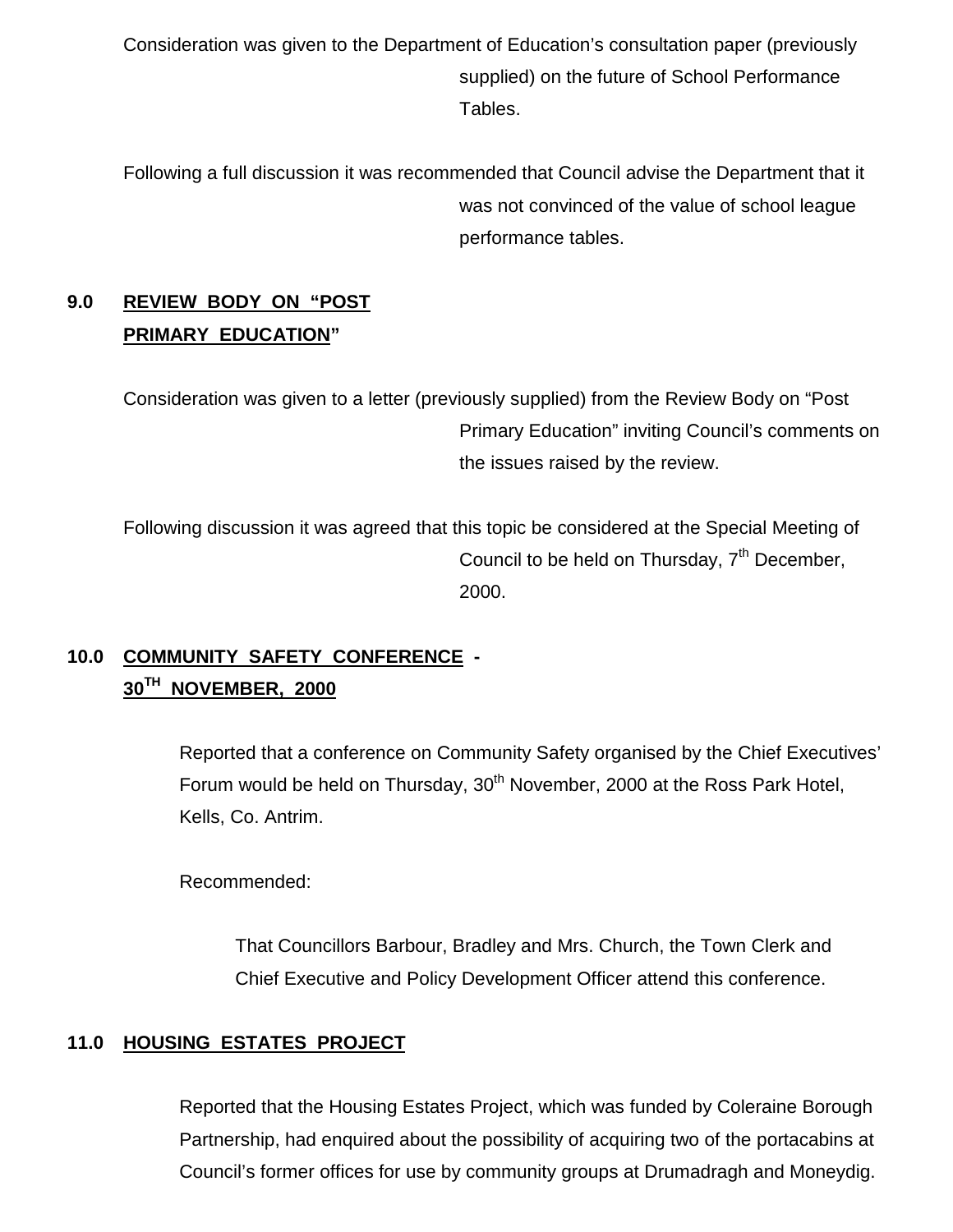Consideration was given to the Department of Education's consultation paper (previously supplied) on the future of School Performance Tables.

Following a full discussion it was recommended that Council advise the Department that it was not convinced of the value of school league performance tables.

## 9.0 REVIEW BODY ON "POST PRIMARY EDUCATION"

Consideration was given to a letter (previously supplied) from the Review Body on "Post Primary Education" inviting Council's comments on the issues raised by the review.

Following discussion it was agreed that this topic be considered at the Special Meeting of Council to be held on Thursday, 7th December, 2000.

## 10.0 COMMUNITY SAFETY CONFERENCE - 30TH NOVEMBER, 2000

Reported that a conference on Community Safety organised by the Chief Executives' Forum would be held on Thursday, 30th November, 2000 at the Ross Park Hotel, Kells, Co. Antrim.

Recommended:

That Councillors Barbour, Bradley and Mrs. Church, the Town Clerk and Chief Executive and Policy Development Officer attend this conference.

## 11.0 HOUSING ESTATES PROJECT

Reported that the Housing Estates Project, which was funded by Coleraine Borough Partnership, had enquired about the possibility of acquiring two of the portacabins at Council's former offices for use by community groups at Drumadragh and Moneydig.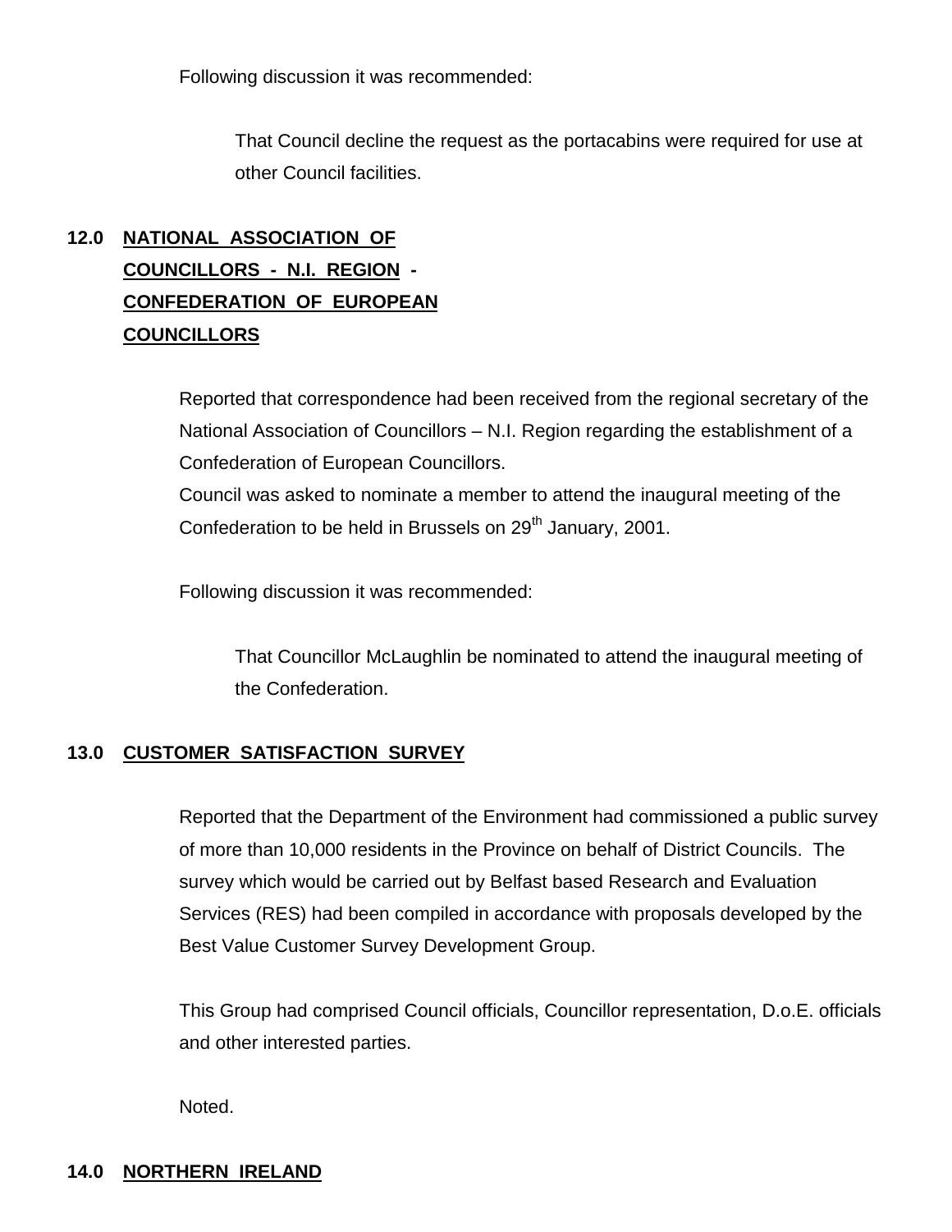Following discussion it was recommended:

> That Council decline the request as the portacabins were required for use at other Council facilities.

## 12.0 NATIONAL ASSOCIATION OF COUNCILLORS - N.I. REGION - CONFEDERATION OF EUROPEAN COUNCILLORS

Reported that correspondence had been received from the regional secretary of the National Association of Councillors – N.I. Region regarding the establishment of a Confederation of European Councillors.
Council was asked to nominate a member to attend the inaugural meeting of the Confederation to be held in Brussels on 29th January, 2001.

Following discussion it was recommended:

> That Councillor McLaughlin be nominated to attend the inaugural meeting of the Confederation.

## 13.0 CUSTOMER SATISFACTION SURVEY

Reported that the Department of the Environment had commissioned a public survey of more than 10,000 residents in the Province on behalf of District Councils. The survey which would be carried out by Belfast based Research and Evaluation Services (RES) had been compiled in accordance with proposals developed by the Best Value Customer Survey Development Group.

This Group had comprised Council officials, Councillor representation, D.o.E. officials and other interested parties.

Noted.

## 14.0 NORTHERN IRELAND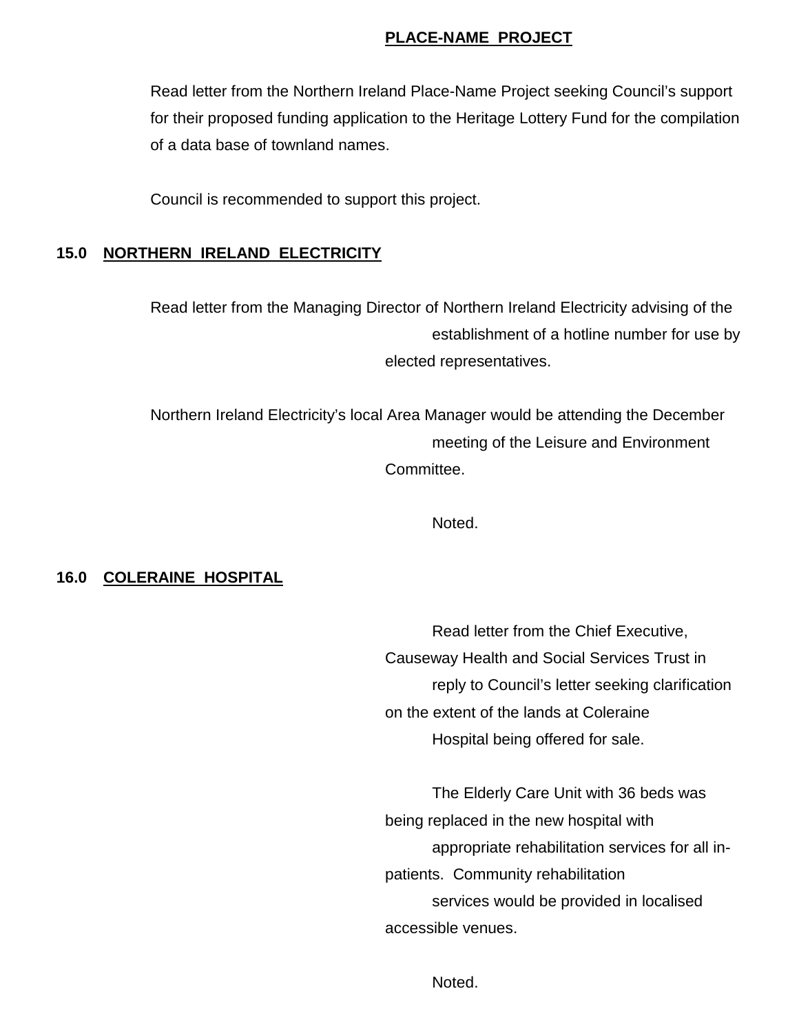**PLACE-NAME PROJECT**

Read letter from the Northern Ireland Place-Name Project seeking Council's support for their proposed funding application to the Heritage Lottery Fund for the compilation of a data base of townland names.

Council is recommended to support this project.

## 15.0 NORTHERN IRELAND ELECTRICITY

Read letter from the Managing Director of Northern Ireland Electricity advising of the establishment of a hotline number for use by elected representatives.

Northern Ireland Electricity's local Area Manager would be attending the December meeting of the Leisure and Environment Committee.

Noted.

## 16.0 COLERAINE HOSPITAL

Read letter from the Chief Executive, Causeway Health and Social Services Trust in reply to Council's letter seeking clarification on the extent of the lands at Coleraine Hospital being offered for sale.

The Elderly Care Unit with 36 beds was being replaced in the new hospital with appropriate rehabilitation services for all in-patients. Community rehabilitation services would be provided in localised accessible venues.

Noted.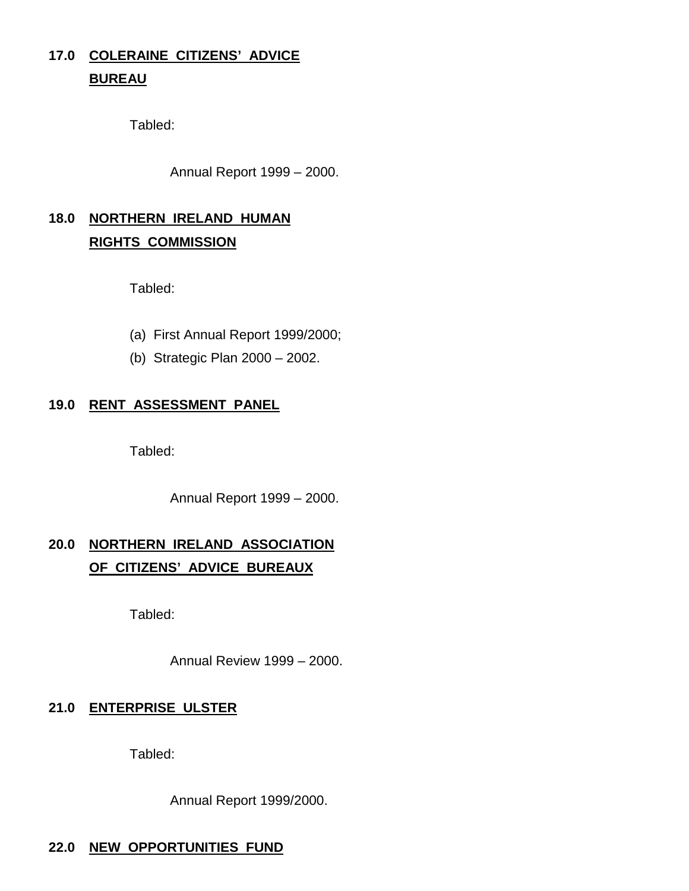## 17.0 COLERAINE CITIZENS' ADVICE BUREAU

Tabled:

Annual Report 1999 – 2000.

## 18.0 NORTHERN IRELAND HUMAN RIGHTS COMMISSION

Tabled:

(a) First Annual Report 1999/2000;

(b) Strategic Plan 2000 – 2002.

## 19.0 RENT ASSESSMENT PANEL

Tabled:

Annual Report 1999 – 2000.

## 20.0 NORTHERN IRELAND ASSOCIATION OF CITIZENS' ADVICE BUREAUX

Tabled:

Annual Review 1999 – 2000.

## 21.0 ENTERPRISE ULSTER

Tabled:

Annual Report 1999/2000.

## 22.0 NEW OPPORTUNITIES FUND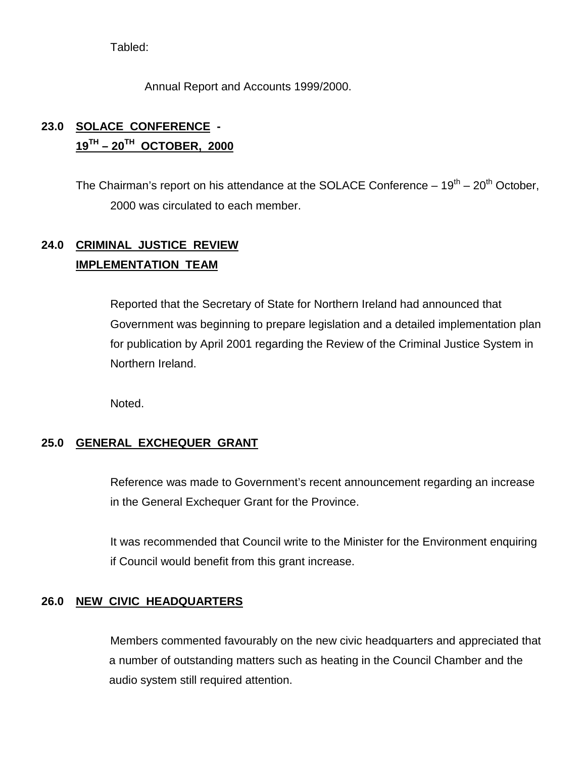Tabled:

Annual Report and Accounts 1999/2000.

## 23.0 SOLACE CONFERENCE - 19TH – 20TH OCTOBER, 2000

The Chairman's report on his attendance at the SOLACE Conference – 19th – 20th October, 2000 was circulated to each member.

## 24.0 CRIMINAL JUSTICE REVIEW IMPLEMENTATION TEAM

Reported that the Secretary of State for Northern Ireland had announced that Government was beginning to prepare legislation and a detailed implementation plan for publication by April 2001 regarding the Review of the Criminal Justice System in Northern Ireland.

Noted.

## 25.0 GENERAL EXCHEQUER GRANT

Reference was made to Government's recent announcement regarding an increase in the General Exchequer Grant for the Province.

It was recommended that Council write to the Minister for the Environment enquiring if Council would benefit from this grant increase.

## 26.0 NEW CIVIC HEADQUARTERS

Members commented favourably on the new civic headquarters and appreciated that a number of outstanding matters such as heating in the Council Chamber and the audio system still required attention.